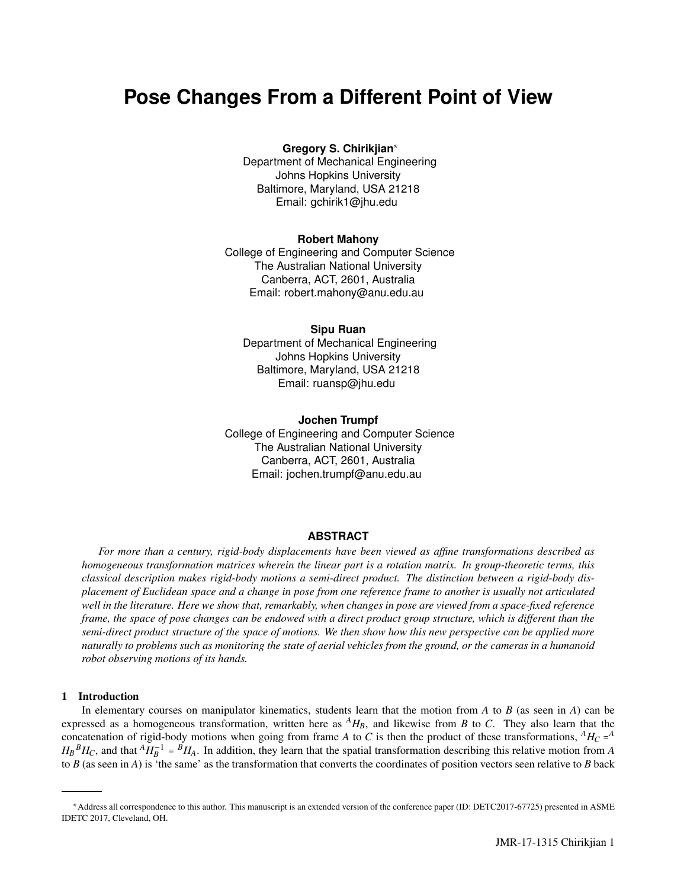# Pose Changes From a Different Point of View

**Gregory S. Chirikjian***
Department of Mechanical Engineering
Johns Hopkins University
Baltimore, Maryland, USA 21218
Email: gchirik1@jhu.edu

**Robert Mahony**
College of Engineering and Computer Science
The Australian National University
Canberra, ACT, 2601, Australia
Email: robert.mahony@anu.edu.au

**Sipu Ruan**
Department of Mechanical Engineering
Johns Hopkins University
Baltimore, Maryland, USA 21218
Email: ruansp@jhu.edu

**Jochen Trumpf**
College of Engineering and Computer Science
The Australian National University
Canberra, ACT, 2601, Australia
Email: jochen.trumpf@anu.edu.au

## ABSTRACT

*For more than a century, rigid-body displacements have been viewed as affine transformations described as homogeneous transformation matrices wherein the linear part is a rotation matrix. In group-theoretic terms, this classical description makes rigid-body motions a semi-direct product. The distinction between a rigid-body displacement of Euclidean space and a change in pose from one reference frame to another is usually not articulated well in the literature. Here we show that, remarkably, when changes in pose are viewed from a space-fixed reference frame, the space of pose changes can be endowed with a direct product group structure, which is different than the semi-direct product structure of the space of motions. We then show how this new perspective can be applied more naturally to problems such as monitoring the state of aerial vehicles from the ground, or the cameras in a humanoid robot observing motions of its hands.*

## 1 Introduction

In elementary courses on manipulator kinematics, students learn that the motion from $A$ to $B$ (as seen in $A$) can be expressed as a homogeneous transformation, written here as ${}^{A}H_{B}$, and likewise from $B$ to $C$. They also learn that the concatenation of rigid-body motions when going from frame $A$ to $C$ is then the product of these transformations, ${}^{A}H_{C} = {}^{A}H_{B}\,{}^{B}H_{C}$, and that ${}^{A}H_{B}^{-1} = {}^{B}H_{A}$. In addition, they learn that the spatial transformation describing this relative motion from $A$ to $B$ (as seen in $A$) is 'the same' as the transformation that converts the coordinates of position vectors seen relative to $B$ back

---

*Address all correspondence to this author. This manuscript is an extended version of the conference paper (ID: DETC2017-67725) presented in ASME IDETC 2017, Cleveland, OH.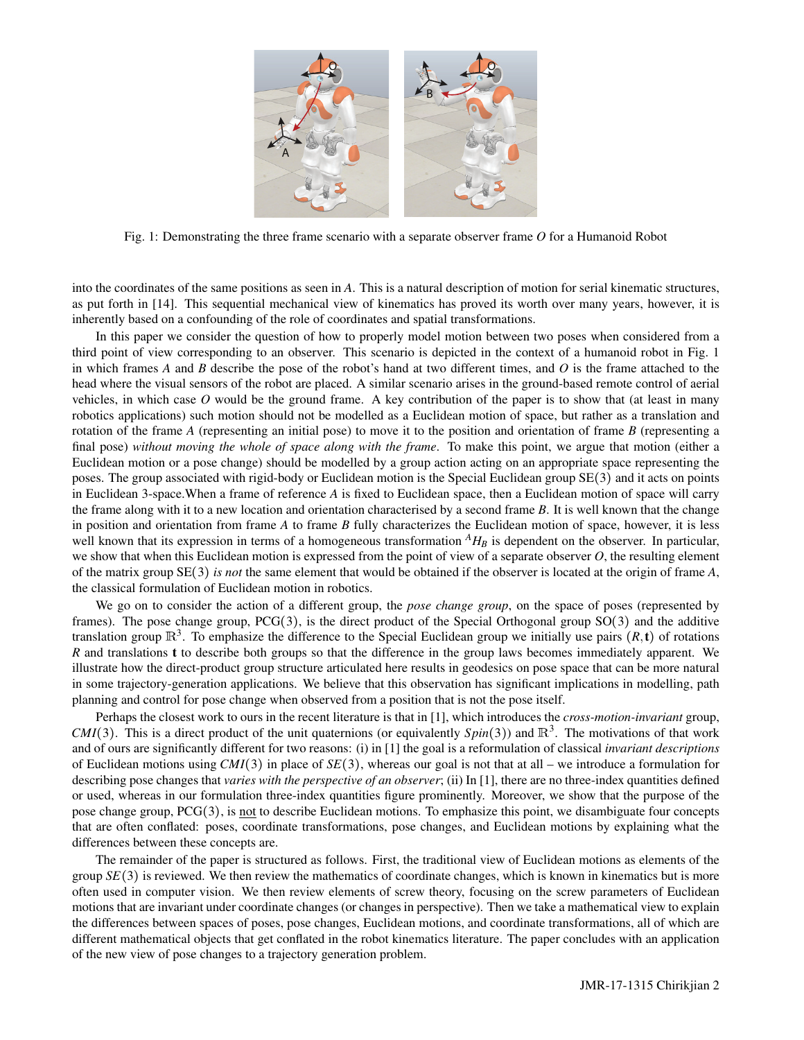Fig. 1: Demonstrating the three frame scenario with a separate observer frame $O$ for a Humanoid Robot

into the coordinates of the same positions as seen in $A$. This is a natural description of motion for serial kinematic structures, as put forth in [14]. This sequential mechanical view of kinematics has proved its worth over many years, however, it is inherently based on a confounding of the role of coordinates and spatial transformations.

In this paper we consider the question of how to properly model motion between two poses when considered from a third point of view corresponding to an observer. This scenario is depicted in the context of a humanoid robot in Fig. 1 in which frames $A$ and $B$ describe the pose of the robot's hand at two different times, and $O$ is the frame attached to the head where the visual sensors of the robot are placed. A similar scenario arises in the ground-based remote control of aerial vehicles, in which case $O$ would be the ground frame. A key contribution of the paper is to show that (at least in many robotics applications) such motion should not be modelled as a Euclidean motion of space, but rather as a translation and rotation of the frame $A$ (representing an initial pose) to move it to the position and orientation of frame $B$ (representing a final pose) *without moving the whole of space along with the frame*. To make this point, we argue that motion (either a Euclidean motion or a pose change) should be modelled by a group action acting on an appropriate space representing the poses. The group associated with rigid-body or Euclidean motion is the Special Euclidean group $\mathrm{SE}(3)$ and it acts on points in Euclidean 3-space.When a frame of reference $A$ is fixed to Euclidean space, then a Euclidean motion of space will carry the frame along with it to a new location and orientation characterised by a second frame $B$. It is well known that the change in position and orientation from frame $A$ to frame $B$ fully characterizes the Euclidean motion of space, however, it is less well known that its expression in terms of a homogeneous transformation ${}^{A}H_{B}$ is dependent on the observer. In particular, we show that when this Euclidean motion is expressed from the point of view of a separate observer $O$, the resulting element of the matrix group $\mathrm{SE}(3)$ *is not* the same element that would be obtained if the observer is located at the origin of frame $A$, the classical formulation of Euclidean motion in robotics.

We go on to consider the action of a different group, the *pose change group*, on the space of poses (represented by frames). The pose change group, $\mathrm{PCG}(3)$, is the direct product of the Special Orthogonal group $\mathrm{SO}(3)$ and the additive translation group $\mathbb{R}^3$. To emphasize the difference to the Special Euclidean group we initially use pairs $(R,\mathbf{t})$ of rotations $R$ and translations $\mathbf{t}$ to describe both groups so that the difference in the group laws becomes immediately apparent. We illustrate how the direct-product group structure articulated here results in geodesics on pose space that can be more natural in some trajectory-generation applications. We believe that this observation has significant implications in modelling, path planning and control for pose change when observed from a position that is not the pose itself.

Perhaps the closest work to ours in the recent literature is that in [1], which introduces the *cross-motion-invariant* group, $CMI(3)$. This is a direct product of the unit quaternions (or equivalently $Spin(3)$) and $\mathbb{R}^3$. The motivations of that work and of ours are significantly different for two reasons: (i) in [1] the goal is a reformulation of classical *invariant descriptions* of Euclidean motions using $CMI(3)$ in place of $SE(3)$, whereas our goal is not that at all – we introduce a formulation for describing pose changes that *varies with the perspective of an observer*; (ii) In [1], there are no three-index quantities defined or used, whereas in our formulation three-index quantities figure prominently. Moreover, we show that the purpose of the pose change group, $\mathrm{PCG}(3)$, is not to describe Euclidean motions. To emphasize this point, we disambiguate four concepts that are often conflated: poses, coordinate transformations, pose changes, and Euclidean motions by explaining what the differences between these concepts are.

The remainder of the paper is structured as follows. First, the traditional view of Euclidean motions as elements of the group $SE(3)$ is reviewed. We then review the mathematics of coordinate changes, which is known in kinematics but is more often used in computer vision. We then review elements of screw theory, focusing on the screw parameters of Euclidean motions that are invariant under coordinate changes (or changes in perspective). Then we take a mathematical view to explain the differences between spaces of poses, pose changes, Euclidean motions, and coordinate transformations, all of which are different mathematical objects that get conflated in the robot kinematics literature. The paper concludes with an application of the new view of pose changes to a trajectory generation problem.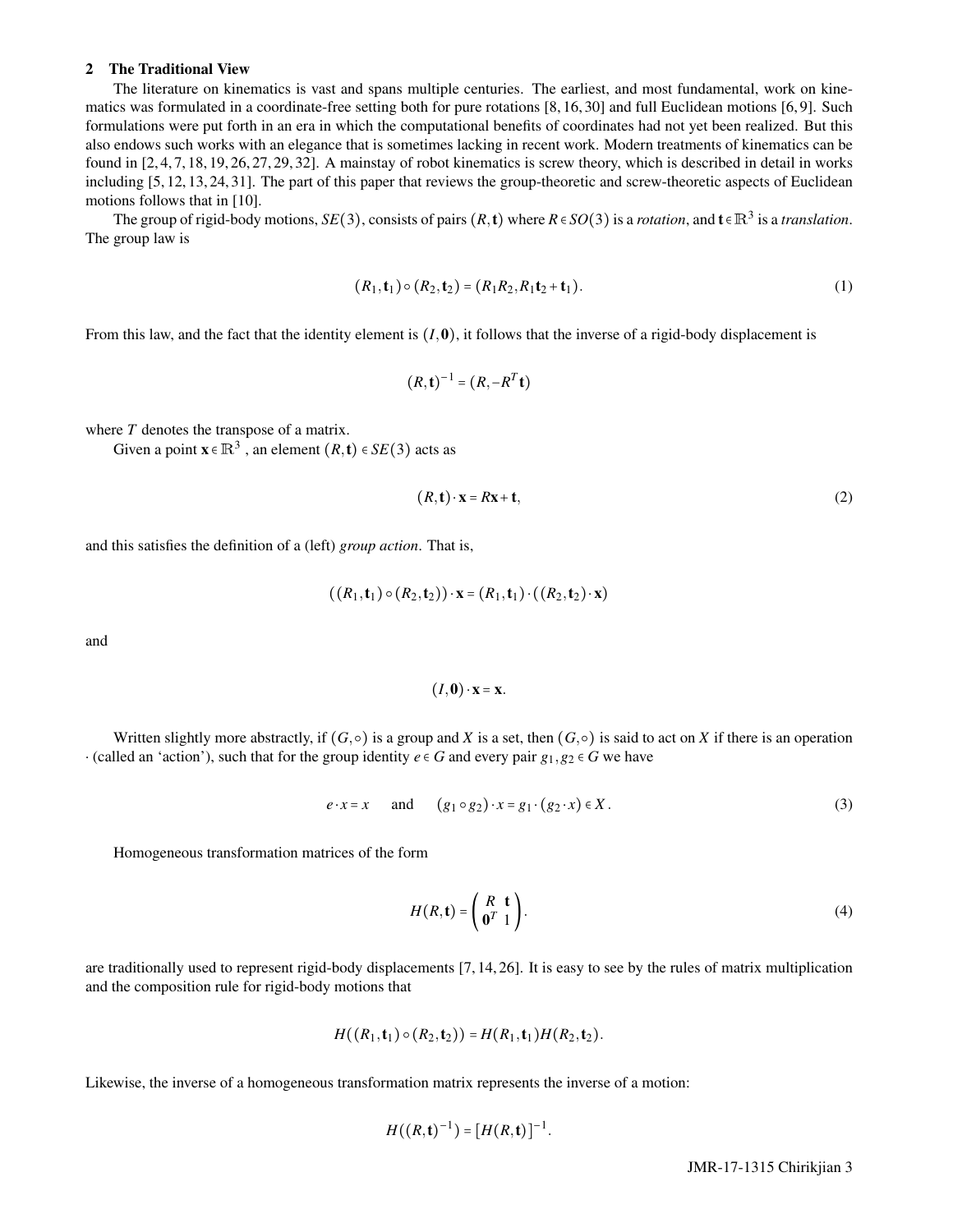## 2 The Traditional View

The literature on kinematics is vast and spans multiple centuries. The earliest, and most fundamental, work on kinematics was formulated in a coordinate-free setting both for pure rotations [8, 16, 30] and full Euclidean motions [6, 9]. Such formulations were put forth in an era in which the computational benefits of coordinates had not yet been realized. But this also endows such works with an elegance that is sometimes lacking in recent work. Modern treatments of kinematics can be found in [2, 4, 7, 18, 19, 26, 27, 29, 32]. A mainstay of robot kinematics is screw theory, which is described in detail in works including [5, 12, 13, 24, 31]. The part of this paper that reviews the group-theoretic and screw-theoretic aspects of Euclidean motions follows that in [10].

The group of rigid-body motions, $SE(3)$, consists of pairs $(R, \mathbf{t})$ where $R \in SO(3)$ is a *rotation*, and $\mathbf{t} \in \mathbb{R}^3$ is a *translation*. The group law is

$$(R_1, \mathbf{t}_1) \circ (R_2, \mathbf{t}_2) = (R_1 R_2, R_1 \mathbf{t}_2 + \mathbf{t}_1). \tag{1}$$

From this law, and the fact that the identity element is $(I, \mathbf{0})$, it follows that the inverse of a rigid-body displacement is

$$(R, \mathbf{t})^{-1} = (R, -R^T \mathbf{t})$$

where $T$ denotes the transpose of a matrix.

Given a point $\mathbf{x} \in \mathbb{R}^3$ , an element $(R, \mathbf{t}) \in SE(3)$ acts as

$$(R, \mathbf{t}) \cdot \mathbf{x} = R\mathbf{x} + \mathbf{t}, \tag{2}$$

and this satisfies the definition of a (left) *group action*. That is,

$$((R_1, \mathbf{t}_1) \circ (R_2, \mathbf{t}_2)) \cdot \mathbf{x} = (R_1, \mathbf{t}_1) \cdot ((R_2, \mathbf{t}_2) \cdot \mathbf{x})$$

and

$$(I, \mathbf{0}) \cdot \mathbf{x} = \mathbf{x}.$$

Written slightly more abstractly, if $(G, \circ)$ is a group and $X$ is a set, then $(G, \circ)$ is said to act on $X$ if there is an operation $\cdot$ (called an 'action'), such that for the group identity $e \in G$ and every pair $g_1, g_2 \in G$ we have

$$e \cdot x = x \quad \text{ and } \quad (g_1 \circ g_2) \cdot x = g_1 \cdot (g_2 \cdot x) \in X\,. \tag{3}$$

Homogeneous transformation matrices of the form

$$H(R, \mathbf{t}) = \begin{pmatrix} R & \mathbf{t} \\ \mathbf{0}^T & 1 \end{pmatrix}. \tag{4}$$

are traditionally used to represent rigid-body displacements [7, 14, 26]. It is easy to see by the rules of matrix multiplication and the composition rule for rigid-body motions that

$$H((R_1, \mathbf{t}_1) \circ (R_2, \mathbf{t}_2)) = H(R_1, \mathbf{t}_1) H(R_2, \mathbf{t}_2).$$

Likewise, the inverse of a homogeneous transformation matrix represents the inverse of a motion:

$$H((R, \mathbf{t})^{-1}) = [H(R, \mathbf{t})]^{-1}.$$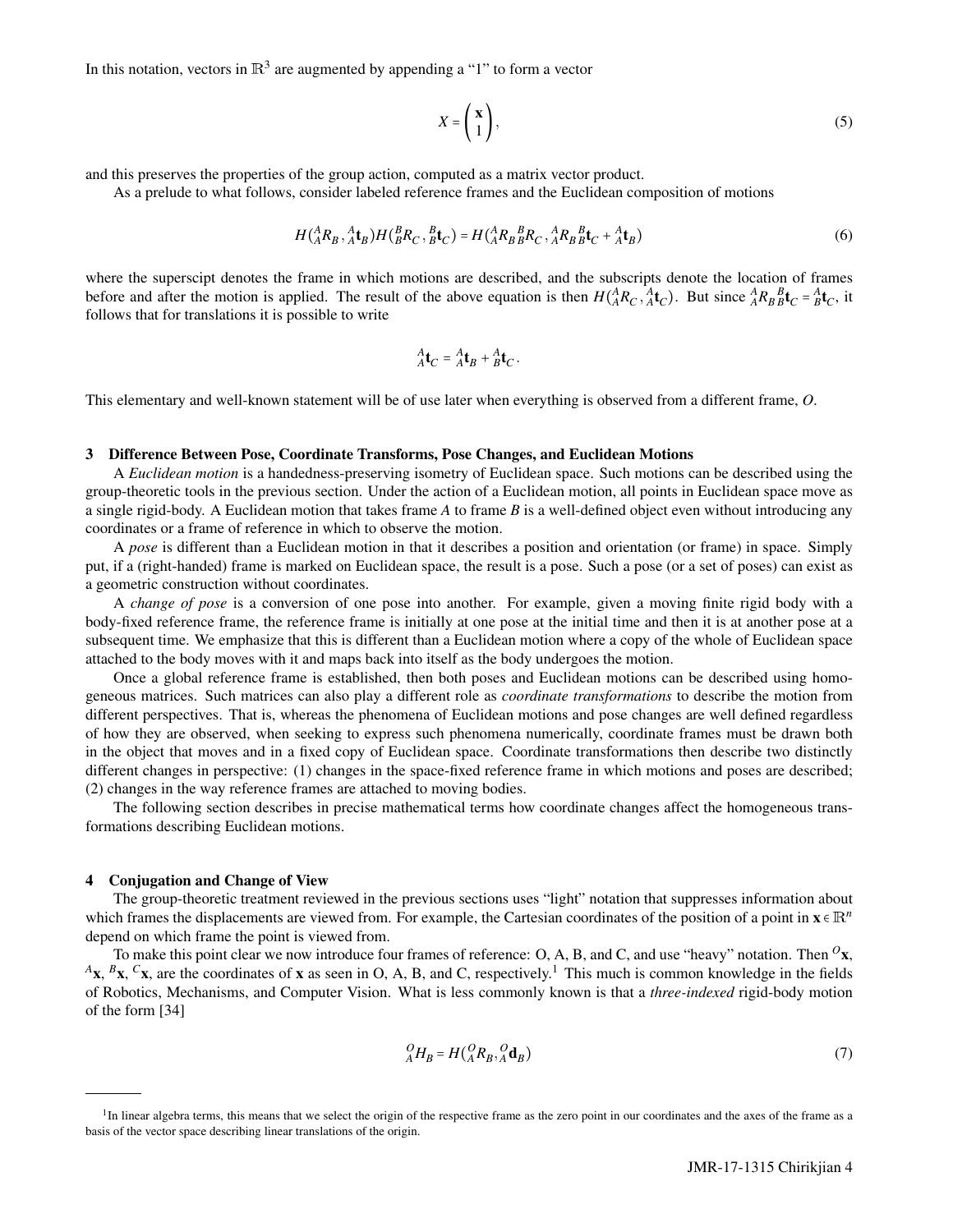In this notation, vectors in $\mathbb{R}^3$ are augmented by appending a "1" to form a vector

$$X = \begin{pmatrix} \mathbf{x} \\ 1 \end{pmatrix}, \tag{5}$$

and this preserves the properties of the group action, computed as a matrix vector product.

As a prelude to what follows, consider labeled reference frames and the Euclidean composition of motions

$$H({}^A_A R_B, {}^A_A \mathbf{t}_B) H({}^B_B R_C, {}^B_B \mathbf{t}_C) = H({}^A_A R_B {}^B_B R_C, {}^A_A R_B {}^B_B \mathbf{t}_C + {}^A_A \mathbf{t}_B) \tag{6}$$

where the superscipt denotes the frame in which motions are described, and the subscripts denote the location of frames before and after the motion is applied. The result of the above equation is then $H({}^A_A R_C, {}^A_A \mathbf{t}_C)$. But since ${}^A_A R_B {}^B_B \mathbf{t}_C = {}^A_B \mathbf{t}_C$, it follows that for translations it is possible to write

$${}^A_A \mathbf{t}_C = {}^A_A \mathbf{t}_B + {}^A_B \mathbf{t}_C .$$

This elementary and well-known statement will be of use later when everything is observed from a different frame, $O$.

## 3 Difference Between Pose, Coordinate Transforms, Pose Changes, and Euclidean Motions

A *Euclidean motion* is a handedness-preserving isometry of Euclidean space. Such motions can be described using the group-theoretic tools in the previous section. Under the action of a Euclidean motion, all points in Euclidean space move as a single rigid-body. A Euclidean motion that takes frame $A$ to frame $B$ is a well-defined object even without introducing any coordinates or a frame of reference in which to observe the motion.

A *pose* is different than a Euclidean motion in that it describes a position and orientation (or frame) in space. Simply put, if a (right-handed) frame is marked on Euclidean space, the result is a pose. Such a pose (or a set of poses) can exist as a geometric construction without coordinates.

A *change of pose* is a conversion of one pose into another. For example, given a moving finite rigid body with a body-fixed reference frame, the reference frame is initially at one pose at the initial time and then it is at another pose at a subsequent time. We emphasize that this is different than a Euclidean motion where a copy of the whole of Euclidean space attached to the body moves with it and maps back into itself as the body undergoes the motion.

Once a global reference frame is established, then both poses and Euclidean motions can be described using homogeneous matrices. Such matrices can also play a different role as *coordinate transformations* to describe the motion from different perspectives. That is, whereas the phenomena of Euclidean motions and pose changes are well defined regardless of how they are observed, when seeking to express such phenomena numerically, coordinate frames must be drawn both in the object that moves and in a fixed copy of Euclidean space. Coordinate transformations then describe two distinctly different changes in perspective: (1) changes in the space-fixed reference frame in which motions and poses are described; (2) changes in the way reference frames are attached to moving bodies.

The following section describes in precise mathematical terms how coordinate changes affect the homogeneous transformations describing Euclidean motions.

## 4 Conjugation and Change of View

The group-theoretic treatment reviewed in the previous sections uses "light" notation that suppresses information about which frames the displacements are viewed from. For example, the Cartesian coordinates of the position of a point in $\mathbf{x} \in \mathbb{R}^n$ depend on which frame the point is viewed from.

To make this point clear we now introduce four frames of reference: O, A, B, and C, and use "heavy" notation. Then ${}^O\mathbf{x}$, ${}^A\mathbf{x}$, ${}^B\mathbf{x}$, ${}^C\mathbf{x}$, are the coordinates of $\mathbf{x}$ as seen in O, A, B, and C, respectively.[1] This much is common knowledge in the fields of Robotics, Mechanisms, and Computer Vision. What is less commonly known is that a *three-indexed* rigid-body motion of the form [34]

$${}^O_A H_B = H({}^O_A R_B, {}^O_A \mathbf{d}_B) \tag{7}$$

[1] In linear algebra terms, this means that we select the origin of the respective frame as the zero point in our coordinates and the axes of the frame as a basis of the vector space describing linear translations of the origin.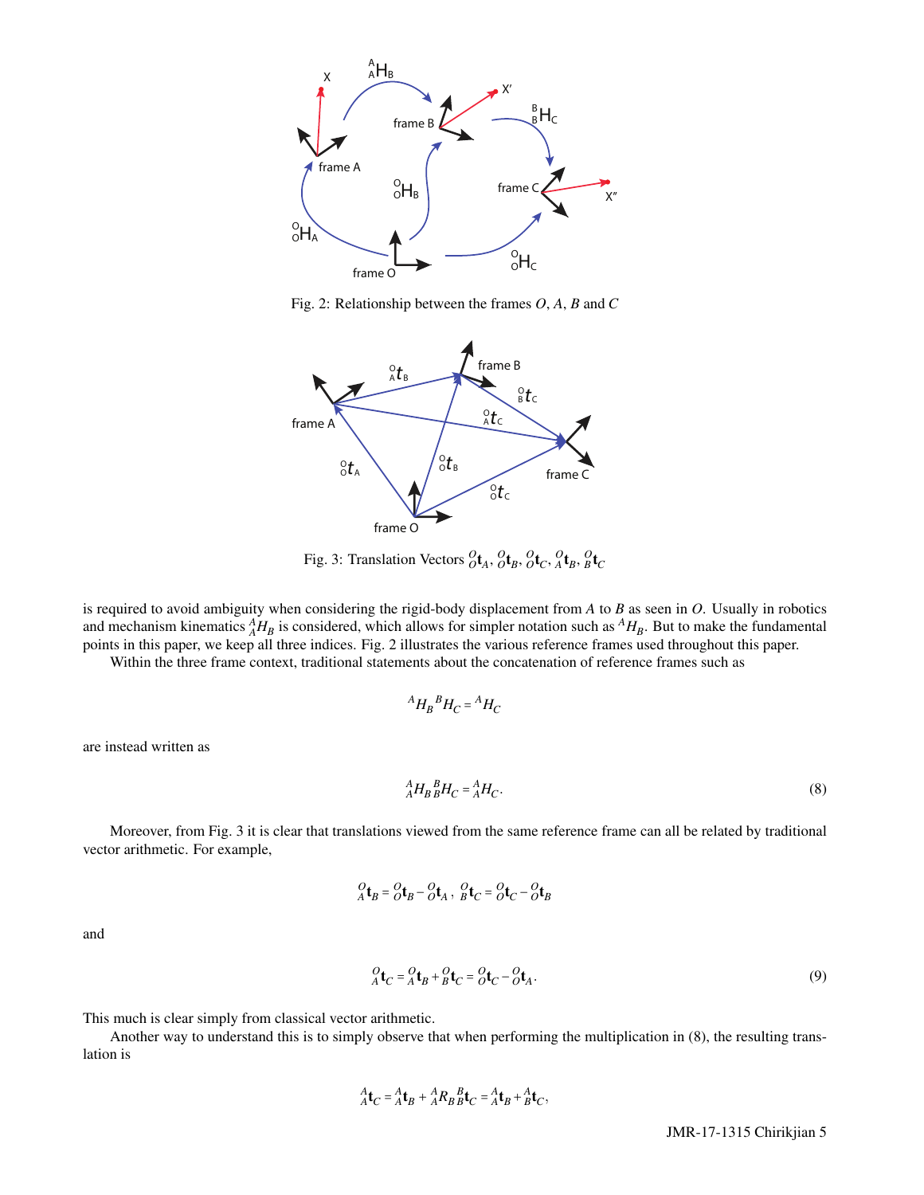Fig. 2: Relationship between the frames $O$, $A$, $B$ and $C$

Fig. 3: Translation Vectors ${}^O_O\mathbf{t}_A$, ${}^O_O\mathbf{t}_B$, ${}^O_O\mathbf{t}_C$, ${}^O_A\mathbf{t}_B$, ${}^O_B\mathbf{t}_C$

is required to avoid ambiguity when considering the rigid-body displacement from $A$ to $B$ as seen in $O$. Usually in robotics and mechanism kinematics ${}^A_A H_B$ is considered, which allows for simpler notation such as ${}^A H_B$. But to make the fundamental points in this paper, we keep all three indices. Fig. 2 illustrates the various reference frames used throughout this paper.

Within the three frame context, traditional statements about the concatenation of reference frames such as

$$ {}^A H_B \, {}^B H_C = {}^A H_C $$

are instead written as

$$ {}^A_A H_B \, {}^B_B H_C = {}^A_A H_C. \tag{8} $$

Moreover, from Fig. 3 it is clear that translations viewed from the same reference frame can all be related by traditional vector arithmetic. For example,

$$ {}^O_A\mathbf{t}_B = {}^O_O\mathbf{t}_B - {}^O_O\mathbf{t}_A \, , \; {}^O_B\mathbf{t}_C = {}^O_O\mathbf{t}_C - {}^O_O\mathbf{t}_B $$

and

$$ {}^O_A\mathbf{t}_C = {}^O_A\mathbf{t}_B + {}^O_B\mathbf{t}_C = {}^O_O\mathbf{t}_C - {}^O_O\mathbf{t}_A. \tag{9} $$

This much is clear simply from classical vector arithmetic.

Another way to understand this is to simply observe that when performing the multiplication in (8), the resulting translation is

$$ {}^A_A\mathbf{t}_C = {}^A_A\mathbf{t}_B + {}^A_A R_B \, {}^B_B\mathbf{t}_C = {}^A_A\mathbf{t}_B + {}^A_B\mathbf{t}_C, $$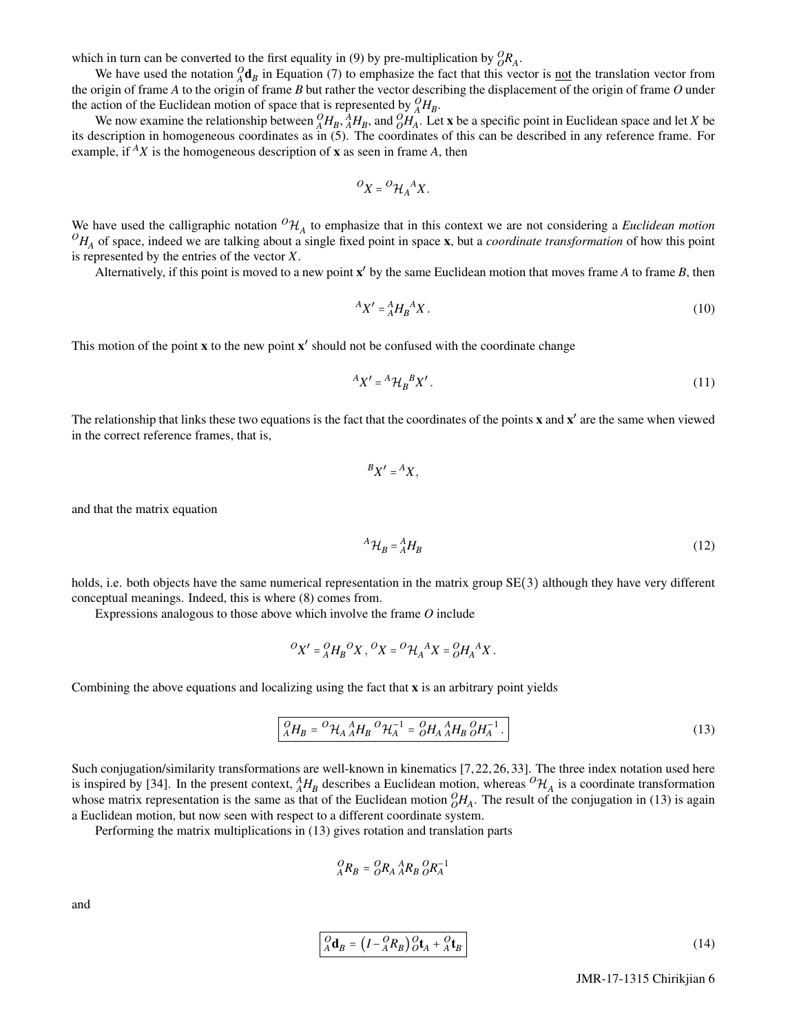which in turn can be converted to the first equality in (9) by pre-multiplication by ${}^{O}_{O}R_A$.

We have used the notation ${}^{O}_{A}\mathbf{d}_B$ in Equation (7) to emphasize the fact that this vector is <u>not</u> the translation vector from the origin of frame $A$ to the origin of frame $B$ but rather the vector describing the displacement of the origin of frame $O$ under the action of the Euclidean motion of space that is represented by ${}^{O}_{A}H_B$.

We now examine the relationship between ${}^{O}_{A}H_B$, ${}^{A}_{A}H_B$, and ${}^{O}_{O}H_A$. Let $\mathbf{x}$ be a specific point in Euclidean space and let $X$ be its description in homogeneous coordinates as in (5). The coordinates of this can be described in any reference frame. For example, if ${}^{A}X$ is the homogeneous description of $\mathbf{x}$ as seen in frame $A$, then

$$
{}^{O}X = {}^{O}\mathcal{H}_A \, {}^{A}X .
$$

We have used the calligraphic notation ${}^{O}\mathcal{H}_A$ to emphasize that in this context we are not considering a *Euclidean motion* ${}^{O}H_A$ of space, indeed we are talking about a single fixed point in space $\mathbf{x}$, but a *coordinate transformation* of how this point is represented by the entries of the vector $X$.

Alternatively, if this point is moved to a new point $\mathbf{x}'$ by the same Euclidean motion that moves frame $A$ to frame $B$, then

$$
{}^{A}X' = {}^{A}_{A}H_B \, {}^{A}X \, . \tag{10}
$$

This motion of the point $\mathbf{x}$ to the new point $\mathbf{x}'$ should not be confused with the coordinate change

$$
{}^{A}X' = {}^{A}\mathcal{H}_B \, {}^{B}X' \, . \tag{11}
$$

The relationship that links these two equations is the fact that the coordinates of the points $\mathbf{x}$ and $\mathbf{x}'$ are the same when viewed in the correct reference frames, that is,

$$
{}^{B}X' = {}^{A}X ,
$$

and that the matrix equation

$$
{}^{A}\mathcal{H}_B = {}^{A}_{A}H_B \tag{12}
$$

holds, i.e. both objects have the same numerical representation in the matrix group SE(3) although they have very different conceptual meanings. Indeed, this is where (8) comes from.

Expressions analogous to those above which involve the frame $O$ include

$$
{}^{O}X' = {}^{O}_{A}H_B \, {}^{O}X \, , \; {}^{O}X = {}^{O}\mathcal{H}_A \, {}^{A}X = {}^{O}_{O}H_A \, {}^{A}X \, .
$$

Combining the above equations and localizing using the fact that $\mathbf{x}$ is an arbitrary point yields

$$
\boxed{{}^{O}_{A}H_B = {}^{O}\mathcal{H}_A \, {}^{A}_{A}H_B \, {}^{O}\mathcal{H}_A^{-1} = {}^{O}_{O}H_A \, {}^{A}_{A}H_B \, {}^{O}_{O}H_A^{-1} \, .} \tag{13}
$$

Such conjugation/similarity transformations are well-known in kinematics [7,22,26,33]. The three index notation used here is inspired by [34]. In the present context, ${}^{A}_{A}H_B$ describes a Euclidean motion, whereas ${}^{O}\mathcal{H}_A$ is a coordinate transformation whose matrix representation is the same as that of the Euclidean motion ${}^{O}_{O}H_A$. The result of the conjugation in (13) is again a Euclidean motion, but now seen with respect to a different coordinate system.

Performing the matrix multiplications in (13) gives rotation and translation parts

$$
{}^{O}_{A}R_B = {}^{O}_{O}R_A \, {}^{A}_{A}R_B \, {}^{O}_{O}R_A^{-1}
$$

and

$$
\boxed{{}^{O}_{A}\mathbf{d}_B = \left(I - {}^{O}_{A}R_B\right) {}^{O}_{O}\mathbf{t}_A + {}^{O}_{A}\mathbf{t}_B} \tag{14}
$$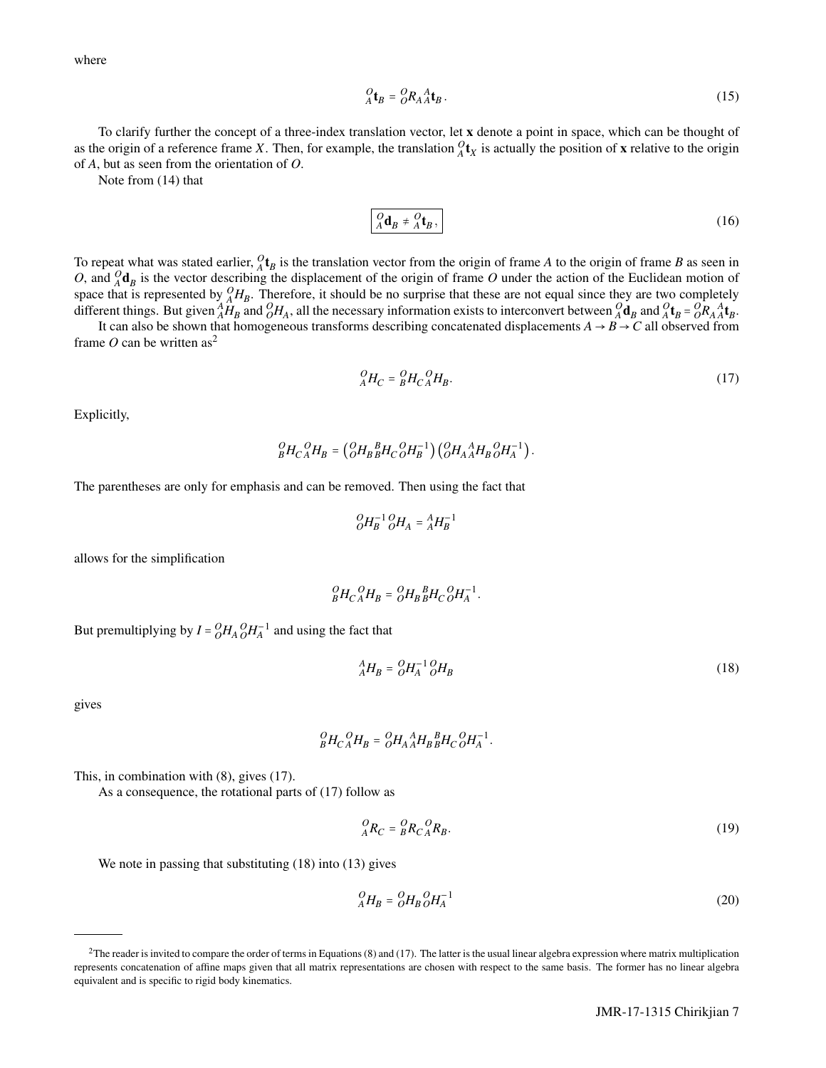where

$$ {}^{O}_{A}\mathbf{t}_{B} = {}^{O}_{O}R_{A}\,{}^{A}_{A}\mathbf{t}_{B}. \tag{15} $$

To clarify further the concept of a three-index translation vector, let $\mathbf{x}$ denote a point in space, which can be thought of as the origin of a reference frame $X$. Then, for example, the translation ${}^{O}_{A}\mathbf{t}_{X}$ is actually the position of $\mathbf{x}$ relative to the origin of $A$, but as seen from the orientation of $O$.

Note from (14) that

$$ \boxed{{}^{O}_{A}\mathbf{d}_{B} \neq {}^{O}_{A}\mathbf{t}_{B},} \tag{16} $$

To repeat what was stated earlier, ${}^{O}_{A}\mathbf{t}_{B}$ is the translation vector from the origin of frame $A$ to the origin of frame $B$ as seen in $O$, and ${}^{O}_{A}\mathbf{d}_{B}$ is the vector describing the displacement of the origin of frame $O$ under the action of the Euclidean motion of space that is represented by ${}^{O}_{A}H_{B}$. Therefore, it should be no surprise that these are not equal since they are two completely different things. But given ${}^{A}_{A}H_{B}$ and ${}^{O}_{O}H_{A}$, all the necessary information exists to interconvert between ${}^{O}_{A}\mathbf{d}_{B}$ and ${}^{O}_{A}\mathbf{t}_{B} = {}^{O}_{O}R_{A}\,{}^{A}_{A}\mathbf{t}_{B}$.

It can also be shown that homogeneous transforms describing concatenated displacements $A \to B \to C$ all observed from frame $O$ can be written as[2]

$$ {}^{O}_{A}H_{C} = {}^{O}_{B}H_{C}\,{}^{O}_{A}H_{B}. \tag{17} $$

Explicitly,

$$ {}^{O}_{B}H_{C}\,{}^{O}_{A}H_{B} = \left({}^{O}_{O}H_{B}\,{}^{B}_{B}H_{C}\,{}^{O}_{O}H_{B}^{-1}\right)\left({}^{O}_{O}H_{A}\,{}^{A}_{A}H_{B}\,{}^{O}_{O}H_{A}^{-1}\right). $$

The parentheses are only for emphasis and can be removed. Then using the fact that

$$ {}^{O}_{O}H_{B}^{-1}\,{}^{O}_{O}H_{A} = {}^{A}_{A}H_{B}^{-1} $$

allows for the simplification

$$ {}^{O}_{B}H_{C}\,{}^{O}_{A}H_{B} = {}^{O}_{O}H_{B}\,{}^{B}_{B}H_{C}\,{}^{O}_{O}H_{A}^{-1}. $$

But premultiplying by $I = {}^{O}_{O}H_{A}\,{}^{O}_{O}H_{A}^{-1}$ and using the fact that

$$ {}^{A}_{A}H_{B} = {}^{O}_{O}H_{A}^{-1}\,{}^{O}_{O}H_{B} \tag{18} $$

gives

$$ {}^{O}_{B}H_{C}\,{}^{O}_{A}H_{B} = {}^{O}_{O}H_{A}\,{}^{A}_{A}H_{B}\,{}^{B}_{B}H_{C}\,{}^{O}_{O}H_{A}^{-1}. $$

This, in combination with (8), gives (17).

As a consequence, the rotational parts of (17) follow as

$$ {}^{O}_{A}R_{C} = {}^{O}_{B}R_{C}\,{}^{O}_{A}R_{B}. \tag{19} $$

We note in passing that substituting (18) into (13) gives

$$ {}^{O}_{A}H_{B} = {}^{O}_{O}H_{B}\,{}^{O}_{O}H_{A}^{-1} \tag{20} $$

---

[2] The reader is invited to compare the order of terms in Equations (8) and (17). The latter is the usual linear algebra expression where matrix multiplication represents concatenation of affine maps given that all matrix representations are chosen with respect to the same basis. The former has no linear algebra equivalent and is specific to rigid body kinematics.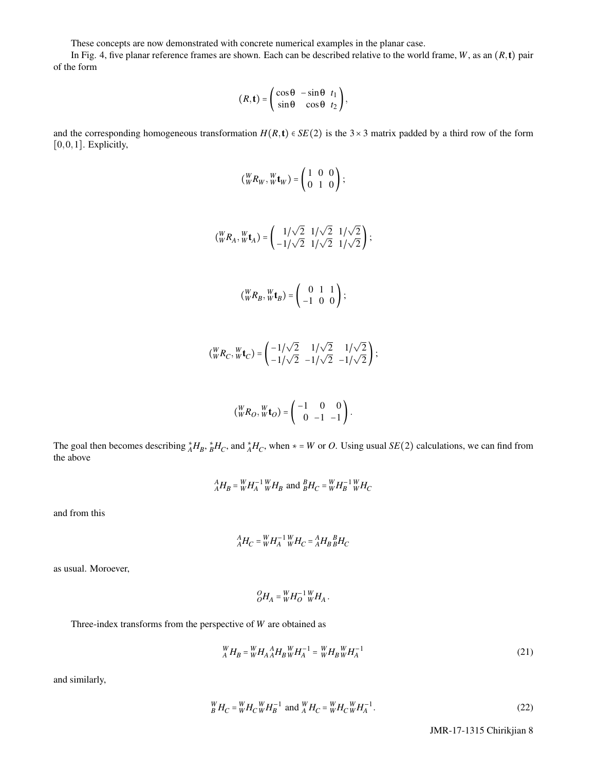These concepts are now demonstrated with concrete numerical examples in the planar case.

In Fig. 4, five planar reference frames are shown. Each can be described relative to the world frame, $W$, as an $(R, \mathbf{t})$ pair of the form

$$(R, \mathbf{t}) = \begin{pmatrix} \cos\theta & -\sin\theta & t_1 \\ \sin\theta & \cos\theta & t_2 \end{pmatrix},$$

and the corresponding homogeneous transformation $H(R, \mathbf{t}) \in SE(2)$ is the $3 \times 3$ matrix padded by a third row of the form $[0, 0, 1]$. Explicitly,

$$({}^{W}_{W}R_W, {}^{W}_{W}\mathbf{t}_W) = \begin{pmatrix} 1 & 0 & 0 \\ 0 & 1 & 0 \end{pmatrix};$$

$$({}^{W}_{W}R_A, {}^{W}_{W}\mathbf{t}_A) = \begin{pmatrix} 1/\sqrt{2} & 1/\sqrt{2} & 1/\sqrt{2} \\ -1/\sqrt{2} & 1/\sqrt{2} & 1/\sqrt{2} \end{pmatrix};$$

$$({}^{W}_{W}R_B, {}^{W}_{W}\mathbf{t}_B) = \begin{pmatrix} 0 & 1 & 1 \\ -1 & 0 & 0 \end{pmatrix};$$

$$({}^{W}_{W}R_C, {}^{W}_{W}\mathbf{t}_C) = \begin{pmatrix} -1/\sqrt{2} & 1/\sqrt{2} & 1/\sqrt{2} \\ -1/\sqrt{2} & -1/\sqrt{2} & -1/\sqrt{2} \end{pmatrix};$$

$$({}^{W}_{W}R_O, {}^{W}_{W}\mathbf{t}_O) = \begin{pmatrix} -1 & 0 & 0 \\ 0 & -1 & -1 \end{pmatrix}.$$

The goal then becomes describing ${}^{*}_{A}H_B$, ${}^{*}_{B}H_C$, and ${}^{*}_{A}H_C$, when $* = W$ or $O$. Using usual $SE(2)$ calculations, we can find from the above

$${}^{A}_{A}H_B = {}^{W}_{W}H_A^{-1}\, {}^{W}_{W}H_B \text{ and } {}^{B}_{B}H_C = {}^{W}_{W}H_B^{-1}\, {}^{W}_{W}H_C$$

and from this

$${}^{A}_{A}H_C = {}^{W}_{W}H_A^{-1}\, {}^{W}_{W}H_C = {}^{A}_{A}H_B\, {}^{B}_{B}H_C$$

as usual. Moroever,

$${}^{O}_{O}H_A = {}^{W}_{W}H_O^{-1}\, {}^{W}_{W}H_A.$$

Three-index transforms from the perspective of $W$ are obtained as

$${}^{W}_{A}H_B = {}^{W}_{W}H_A\, {}^{A}_{A}H_B\, {}^{W}_{W}H_A^{-1} = {}^{W}_{W}H_B\, {}^{W}_{W}H_A^{-1} \tag{21}$$

and similarly,

$${}^{W}_{B}H_C = {}^{W}_{W}H_C\, {}^{W}_{W}H_B^{-1} \text{ and } {}^{W}_{A}H_C = {}^{W}_{W}H_C\, {}^{W}_{W}H_A^{-1}. \tag{22}$$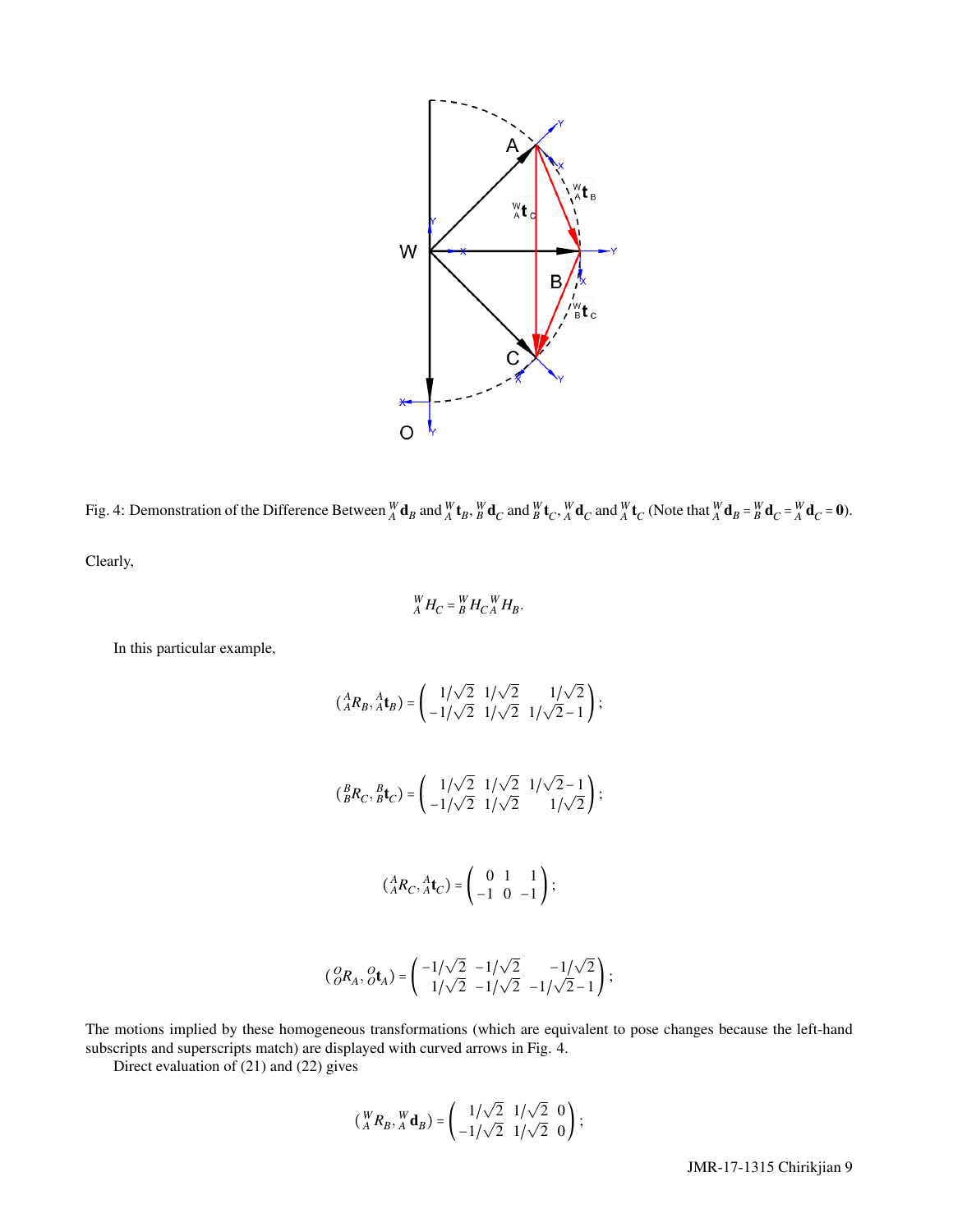Fig. 4: Demonstration of the Difference Between ${}^W_A\mathbf{d}_B$ and ${}^W_A\mathbf{t}_B$, ${}^W_B\mathbf{d}_C$ and ${}^W_B\mathbf{t}_C$, ${}^W_A\mathbf{d}_C$ and ${}^W_A\mathbf{t}_C$ (Note that ${}^W_A\mathbf{d}_B = {}^W_B\mathbf{d}_C = {}^W_A\mathbf{d}_C = \mathbf{0}$).

Clearly,

$${}^W_A H_C = {}^W_B H_C {}^W_A H_B.$$

In this particular example,

$$({}^A_A R_B, {}^A_A\mathbf{t}_B) = \begin{pmatrix} 1/\sqrt{2} & 1/\sqrt{2} & 1/\sqrt{2} \\ -1/\sqrt{2} & 1/\sqrt{2} & 1/\sqrt{2}-1 \end{pmatrix};$$

$$({}^B_B R_C, {}^B_B\mathbf{t}_C) = \begin{pmatrix} 1/\sqrt{2} & 1/\sqrt{2} & 1/\sqrt{2}-1 \\ -1/\sqrt{2} & 1/\sqrt{2} & 1/\sqrt{2} \end{pmatrix};$$

$$({}^A_A R_C, {}^A_A\mathbf{t}_C) = \begin{pmatrix} 0 & 1 & 1 \\ -1 & 0 & -1 \end{pmatrix};$$

$$({}^O_O R_A, {}^O_O\mathbf{t}_A) = \begin{pmatrix} -1/\sqrt{2} & -1/\sqrt{2} & -1/\sqrt{2} \\ 1/\sqrt{2} & -1/\sqrt{2} & -1/\sqrt{2}-1 \end{pmatrix};$$

The motions implied by these homogeneous transformations (which are equivalent to pose changes because the left-hand subscripts and superscripts match) are displayed with curved arrows in Fig. 4.

Direct evaluation of (21) and (22) gives

$$({}^W_A R_B, {}^W_A\mathbf{d}_B) = \begin{pmatrix} 1/\sqrt{2} & 1/\sqrt{2} & 0 \\ -1/\sqrt{2} & 1/\sqrt{2} & 0 \end{pmatrix};$$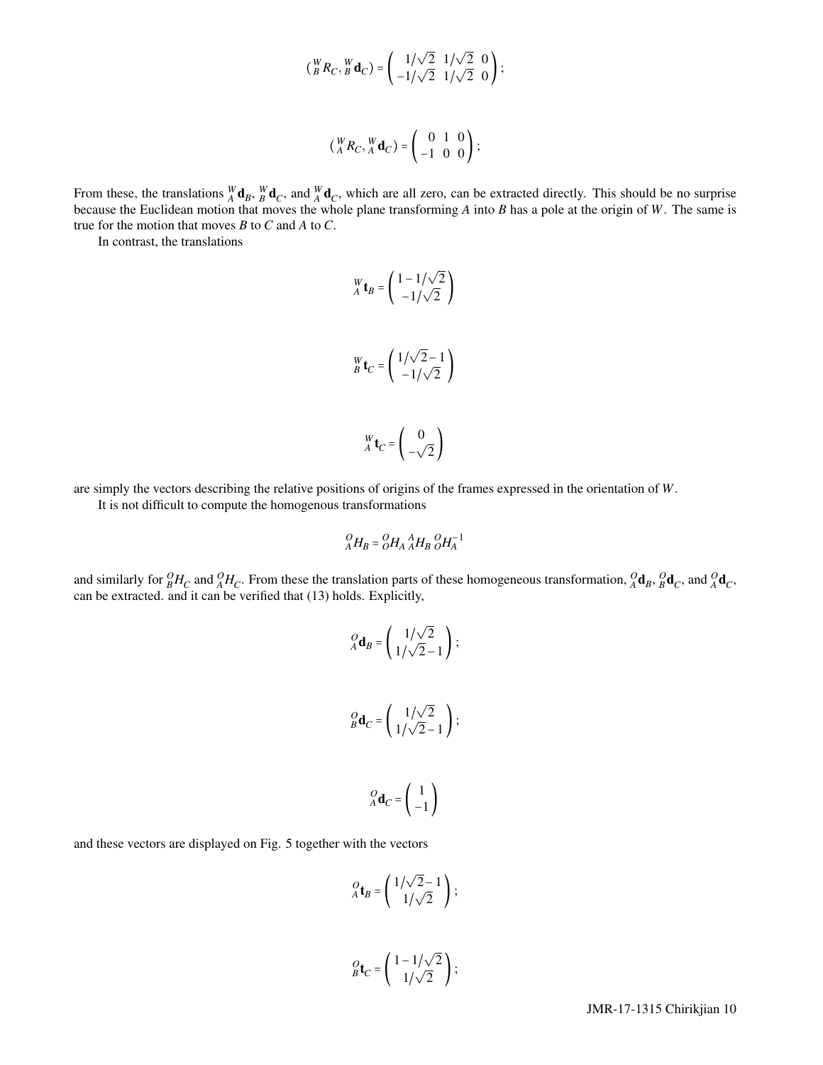$$({}^{W}_{B}R_C, {}^{W}_{B}\mathbf{d}_C) = \begin{pmatrix} 1/\sqrt{2} & 1/\sqrt{2} & 0 \\ -1/\sqrt{2} & 1/\sqrt{2} & 0 \end{pmatrix};$$

$$({}^{W}_{A}R_C, {}^{W}_{A}\mathbf{d}_C) = \begin{pmatrix} 0 & 1 & 0 \\ -1 & 0 & 0 \end{pmatrix};$$

From these, the translations ${}^{W}_{A}\mathbf{d}_B$, ${}^{W}_{B}\mathbf{d}_C$, and ${}^{W}_{A}\mathbf{d}_C$, which are all zero, can be extracted directly. This should be no surprise because the Euclidean motion that moves the whole plane transforming $A$ into $B$ has a pole at the origin of $W$. The same is true for the motion that moves $B$ to $C$ and $A$ to $C$.

In contrast, the translations

$${}^{W}_{A}\mathbf{t}_B = \begin{pmatrix} 1 - 1/\sqrt{2} \\ -1/\sqrt{2} \end{pmatrix}$$

$${}^{W}_{B}\mathbf{t}_C = \begin{pmatrix} 1/\sqrt{2} - 1 \\ -1/\sqrt{2} \end{pmatrix}$$

$${}^{W}_{A}\mathbf{t}_C = \begin{pmatrix} 0 \\ -\sqrt{2} \end{pmatrix}$$

are simply the vectors describing the relative positions of origins of the frames expressed in the orientation of $W$.

It is not difficult to compute the homogenous transformations

$${}^{O}_{A}H_B = {}^{O}_{O}H_A \, {}^{A}_{A}H_B \, {}^{O}_{O}H_A^{-1}$$

and similarly for ${}^{O}_{B}H_C$ and ${}^{O}_{A}H_C$. From these the translation parts of these homogeneous transformation, ${}^{O}_{A}\mathbf{d}_B$, ${}^{O}_{B}\mathbf{d}_C$, and ${}^{O}_{A}\mathbf{d}_C$, can be extracted. and it can be verified that (13) holds. Explicitly,

$${}^{O}_{A}\mathbf{d}_B = \begin{pmatrix} 1/\sqrt{2} \\ 1/\sqrt{2} - 1 \end{pmatrix};$$

$${}^{O}_{B}\mathbf{d}_C = \begin{pmatrix} 1/\sqrt{2} \\ 1/\sqrt{2} - 1 \end{pmatrix};$$

$${}^{O}_{A}\mathbf{d}_C = \begin{pmatrix} 1 \\ -1 \end{pmatrix}$$

and these vectors are displayed on Fig. 5 together with the vectors

$${}^{O}_{A}\mathbf{t}_B = \begin{pmatrix} 1/\sqrt{2} - 1 \\ 1/\sqrt{2} \end{pmatrix};$$

$${}^{O}_{B}\mathbf{t}_C = \begin{pmatrix} 1 - 1/\sqrt{2} \\ 1/\sqrt{2} \end{pmatrix};$$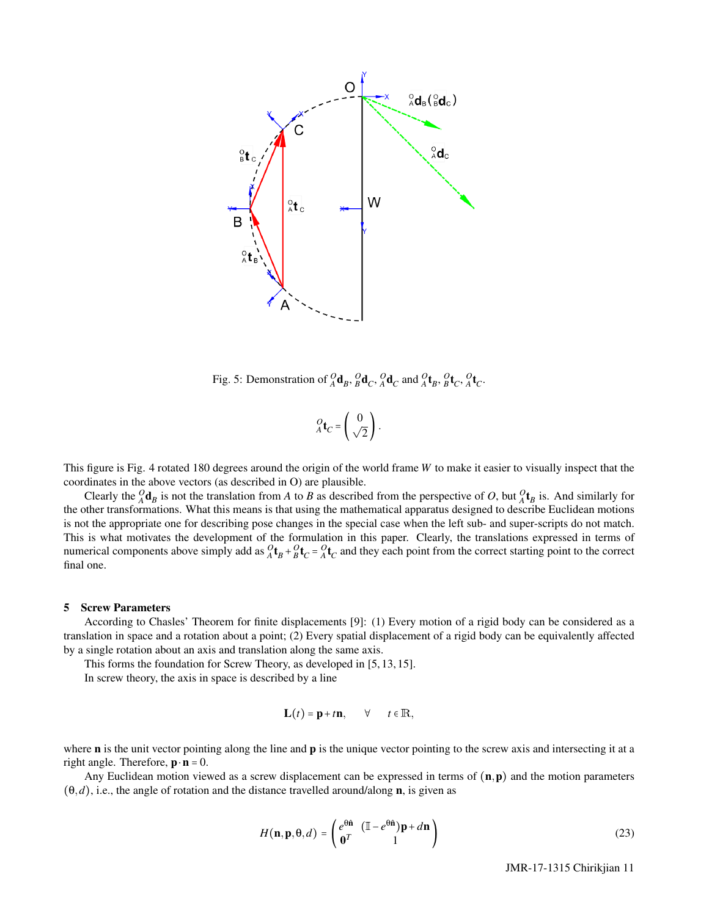Fig. 5: Demonstration of ${}^{O}_{A}\mathbf{d}_B$, ${}^{O}_{B}\mathbf{d}_C$, ${}^{O}_{A}\mathbf{d}_C$ and ${}^{O}_{A}\mathbf{t}_B$, ${}^{O}_{B}\mathbf{t}_C$, ${}^{O}_{A}\mathbf{t}_C$.

$$
{}^{O}_{A}\mathbf{t}_C = \begin{pmatrix} 0 \\ \sqrt{2} \end{pmatrix}.
$$

This figure is Fig. 4 rotated 180 degrees around the origin of the world frame $W$ to make it easier to visually inspect that the coordinates in the above vectors (as described in O) are plausible.

Clearly the ${}^{O}_{A}\mathbf{d}_B$ is not the translation from $A$ to $B$ as described from the perspective of $O$, but ${}^{O}_{A}\mathbf{t}_B$ is. And similarly for the other transformations. What this means is that using the mathematical apparatus designed to describe Euclidean motions is not the appropriate one for describing pose changes in the special case when the left sub- and super-scripts do not match. This is what motivates the development of the formulation in this paper. Clearly, the translations expressed in terms of numerical components above simply add as ${}^{O}_{A}\mathbf{t}_B + {}^{O}_{B}\mathbf{t}_C = {}^{O}_{A}\mathbf{t}_C$ and they each point from the correct starting point to the correct final one.

## 5 Screw Parameters

According to Chasles' Theorem for finite displacements [9]: (1) Every motion of a rigid body can be considered as a translation in space and a rotation about a point; (2) Every spatial displacement of a rigid body can be equivalently affected by a single rotation about an axis and translation along the same axis.

This forms the foundation for Screw Theory, as developed in [5, 13, 15].

In screw theory, the axis in space is described by a line

$$
\mathbf{L}(t) = \mathbf{p} + t\mathbf{n}, \qquad \forall \qquad t \in \mathbb{R},
$$

where $\mathbf{n}$ is the unit vector pointing along the line and $\mathbf{p}$ is the unique vector pointing to the screw axis and intersecting it at a right angle. Therefore, $\mathbf{p}\cdot\mathbf{n} = 0$.

Any Euclidean motion viewed as a screw displacement can be expressed in terms of $(\mathbf{n},\mathbf{p})$ and the motion parameters $(\theta, d)$, i.e., the angle of rotation and the distance travelled around/along $\mathbf{n}$, is given as

$$
H(\mathbf{n},\mathbf{p},\theta,d) = \begin{pmatrix} e^{\theta\hat{\mathbf{n}}} & (\mathbb{I} - e^{\theta\hat{\mathbf{n}}})\mathbf{p} + d\mathbf{n} \\ \mathbf{0}^T & 1 \end{pmatrix} \tag{23}
$$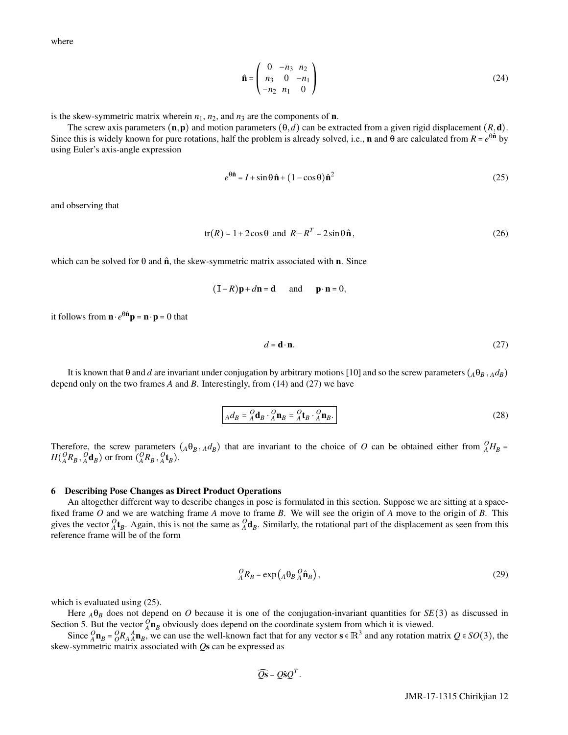where

$$\hat{\mathbf{n}} = \begin{pmatrix} 0 & -n_3 & n_2 \\ n_3 & 0 & -n_1 \\ -n_2 & n_1 & 0 \end{pmatrix} \tag{24}$$

is the skew-symmetric matrix wherein $n_1$, $n_2$, and $n_3$ are the components of $\mathbf{n}$.

The screw axis parameters $(\mathbf{n}, \mathbf{p})$ and motion parameters $(\theta, d)$ can be extracted from a given rigid displacement $(R, \mathbf{d})$. Since this is widely known for pure rotations, half the problem is already solved, i.e., $\mathbf{n}$ and $\theta$ are calculated from $R = e^{\theta\hat{\mathbf{n}}}$ by using Euler's axis-angle expression

$$e^{\theta\hat{\mathbf{n}}} = I + \sin\theta\,\hat{\mathbf{n}} + (1-\cos\theta)\hat{\mathbf{n}}^2 \tag{25}$$

and observing that

$$\mathrm{tr}(R) = 1 + 2\cos\theta \;\text{ and }\; R - R^T = 2\sin\theta\,\hat{\mathbf{n}}, \tag{26}$$

which can be solved for $\theta$ and $\hat{\mathbf{n}}$, the skew-symmetric matrix associated with $\mathbf{n}$. Since

$$(\mathbb{I} - R)\mathbf{p} + d\mathbf{n} = \mathbf{d} \qquad \text{and} \qquad \mathbf{p}\cdot\mathbf{n} = 0,$$

it follows from $\mathbf{n}\cdot e^{\theta\hat{\mathbf{n}}}\mathbf{p} = \mathbf{n}\cdot\mathbf{p} = 0$ that

$$d = \mathbf{d}\cdot\mathbf{n}. \tag{27}$$

It is known that $\theta$ and $d$ are invariant under conjugation by arbitrary motions [10] and so the screw parameters $({}_A\theta_B\,, {}_A d_B)$ depend only on the two frames $A$ and $B$. Interestingly, from (14) and (27) we have

$$\boxed{{}_A d_B = {}^O_A\mathbf{d}_B \cdot {}^O_A\mathbf{n}_B = {}^O_A\mathbf{t}_B \cdot {}^O_A\mathbf{n}_B.} \tag{28}$$

Therefore, the screw parameters $({}_A\theta_B\,, {}_A d_B)$ that are invariant to the choice of $O$ can be obtained either from ${}^O_A H_B = H({}^O_A R_B\,, {}^O_A\mathbf{d}_B)$ or from $({}^O_A R_B\,, {}^O_A\mathbf{t}_B)$.

## 6 Describing Pose Changes as Direct Product Operations

An altogether different way to describe changes in pose is formulated in this section. Suppose we are sitting at a space-fixed frame $O$ and we are watching frame $A$ move to frame $B$. We will see the origin of $A$ move to the origin of $B$. This gives the vector ${}^O_A\mathbf{t}_B$. Again, this is not the same as ${}^O_A\mathbf{d}_B$. Similarly, the rotational part of the displacement as seen from this reference frame will be of the form

$${}^O_A R_B = \exp\left({}_A\theta_B\, {}^O_A\hat{\mathbf{n}}_B\right), \tag{29}$$

which is evaluated using (25).

Here ${}_A\theta_B$ does not depend on $O$ because it is one of the conjugation-invariant quantities for $SE(3)$ as discussed in Section 5. But the vector ${}^O_A\mathbf{n}_B$ obviously does depend on the coordinate system from which it is viewed.

Since ${}^O_A\mathbf{n}_B = {}^O_O R_A\, {}^A_A\mathbf{n}_B$, we can use the well-known fact that for any vector $\mathbf{s}\in\mathbb{R}^3$ and any rotation matrix $Q \in SO(3)$, the skew-symmetric matrix associated with $Q\mathbf{s}$ can be expressed as

$$\widehat{Q\mathbf{s}} = Q\hat{\mathbf{s}}Q^T.$$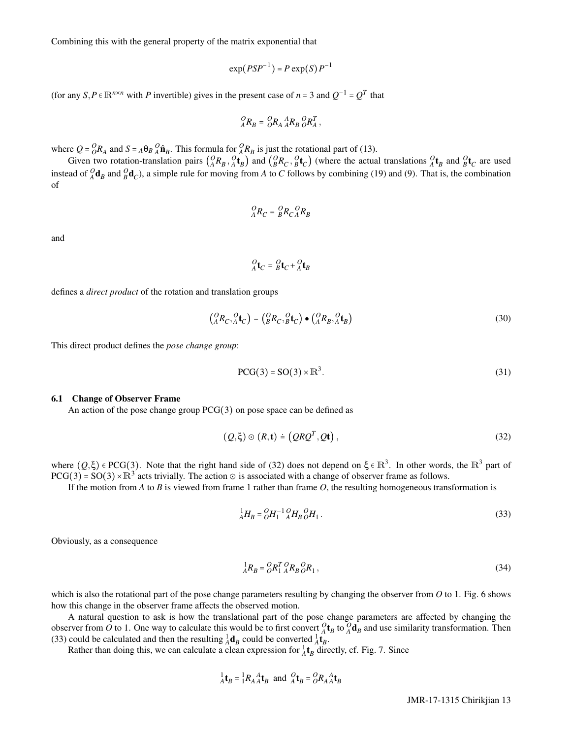Combining this with the general property of the matrix exponential that

$$\exp(PSP^{-1}) = P\exp(S)\,P^{-1}$$

(for any $S, P \in \mathbb{R}^{n\times n}$ with $P$ invertible) gives in the present case of $n = 3$ and $Q^{-1} = Q^T$ that

$${}^{O}_{A}R_B = {}^{O}_{O}R_A\, {}^{A}_{A}R_B\, {}^{O}_{O}R_A^T\,,$$

where $Q = {}^{O}_{O}R_A$ and $S = {}_{A}\theta_B\, {}^{O}_{A}\hat{\mathbf{n}}_B$. This formula for ${}^{O}_{A}R_B$ is just the rotational part of (13).

Given two rotation-translation pairs $\left({}^{O}_{A}R_B\,, {}^{O}_{A}\mathbf{t}_B\right)$ and $\left({}^{O}_{B}R_C\,, {}^{O}_{B}\mathbf{t}_C\right)$ (where the actual translations ${}^{O}_{A}\mathbf{t}_B$ and ${}^{O}_{B}\mathbf{t}_C$ are used instead of ${}^{O}_{A}\mathbf{d}_B$ and ${}^{O}_{B}\mathbf{d}_C$), a simple rule for moving from $A$ to $C$ follows by combining (19) and (9). That is, the combination of

$${}^{O}_{A}R_C = {}^{O}_{B}R_C\, {}^{O}_{A}R_B$$

and

$${}^{O}_{A}\mathbf{t}_C = {}^{O}_{B}\mathbf{t}_C + {}^{O}_{A}\mathbf{t}_B$$

defines a *direct product* of the rotation and translation groups

$$\left({}^{O}_{A}R_C, {}^{O}_{A}\mathbf{t}_C\right) = \left({}^{O}_{B}R_C, {}^{O}_{B}\mathbf{t}_C\right) \bullet \left({}^{O}_{A}R_B, {}^{O}_{A}\mathbf{t}_B\right) \tag{30}$$

This direct product defines the *pose change group*:

$$\mathrm{PCG}(3) = \mathrm{SO}(3) \times \mathbb{R}^3. \tag{31}$$

### 6.1 Change of Observer Frame

An action of the pose change group $\mathrm{PCG}(3)$ on pose space can be defined as

$$(Q,\xi) \odot (R,\mathbf{t}) \doteq \left(QRQ^T, Q\mathbf{t}\right), \tag{32}$$

where $(Q,\xi) \in \mathrm{PCG}(3)$. Note that the right hand side of (32) does not depend on $\xi \in \mathbb{R}^3$. In other words, the $\mathbb{R}^3$ part of $\mathrm{PCG}(3) = \mathrm{SO}(3) \times \mathbb{R}^3$ acts trivially. The action $\odot$ is associated with a change of observer frame as follows.

If the motion from $A$ to $B$ is viewed from frame 1 rather than frame $O$, the resulting homogeneous transformation is

$${}^{1}_{A}H_B = {}^{O}_{O}H_1^{-1}\, {}^{O}_{A}H_B\, {}^{O}_{O}H_1\,. \tag{33}$$

Obviously, as a consequence

$${}^{1}_{A}R_B = {}^{O}_{O}R_1^T\, {}^{O}_{A}R_B\, {}^{O}_{O}R_1\,, \tag{34}$$

which is also the rotational part of the pose change parameters resulting by changing the observer from $O$ to 1. Fig. 6 shows how this change in the observer frame affects the observed motion.

A natural question to ask is how the translational part of the pose change parameters are affected by changing the observer from $O$ to 1. One way to calculate this would be to first convert ${}^{O}_{A}\mathbf{t}_B$ to ${}^{O}_{A}\mathbf{d}_B$ and use similarity transformation. Then (33) could be calculated and then the resulting ${}^{1}_{A}\mathbf{d}_B$ could be converted ${}^{1}_{A}\mathbf{t}_B$.

Rather than doing this, we can calculate a clean expression for ${}^{1}_{A}\mathbf{t}_B$ directly, cf. Fig. 7. Since

$${}^{1}_{A}\mathbf{t}_B = {}^{1}_{1}R_A\, {}^{A}_{A}\mathbf{t}_B \;\text{ and }\; {}^{O}_{A}\mathbf{t}_B = {}^{O}_{O}R_A\, {}^{A}_{A}\mathbf{t}_B$$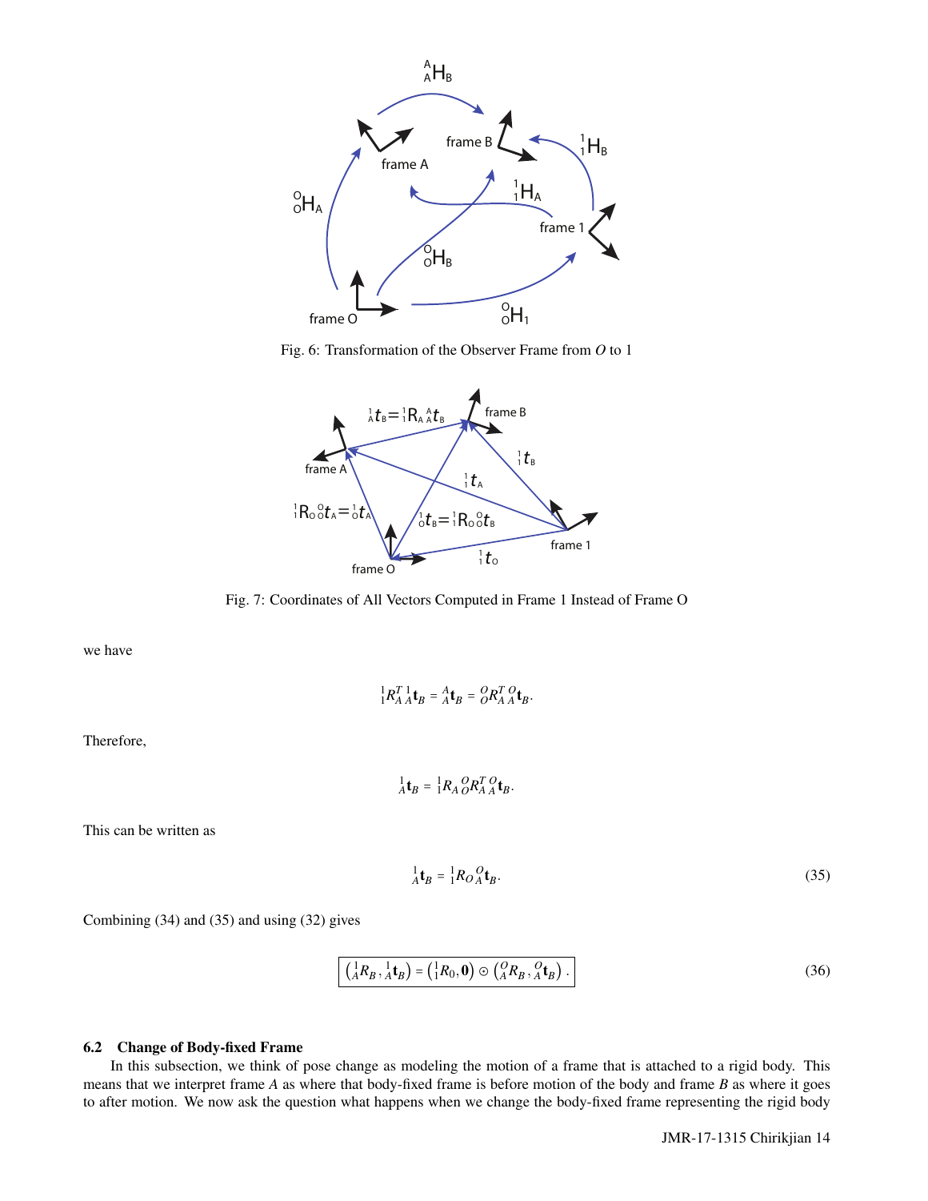Fig. 6: Transformation of the Observer Frame from $O$ to 1

Fig. 7: Coordinates of All Vectors Computed in Frame 1 Instead of Frame O

we have

$$ {}^{1}_{1}R_A^{T}\, {}^{1}_{A}\mathbf{t}_B = {}^{A}_{A}\mathbf{t}_B = {}^{O}_{O}R_A^{T}\, {}^{O}_{A}\mathbf{t}_B. $$

Therefore,

$$ {}^{1}_{A}\mathbf{t}_B = {}^{1}_{1}R_A\, {}^{O}_{O}R_A^{T}\, {}^{O}_{A}\mathbf{t}_B. $$

This can be written as

$$ {}^{1}_{A}\mathbf{t}_B = {}^{1}_{1}R_O\, {}^{O}_{A}\mathbf{t}_B. \tag{35} $$

Combining (34) and (35) and using (32) gives

$$ \boxed{\left({}^{1}_{A}R_B\,, {}^{1}_{A}\mathbf{t}_B\right) = \left({}^{1}_{1}R_0, \mathbf{0}\right) \odot \left({}^{O}_{A}R_B\,, {}^{O}_{A}\mathbf{t}_B\right).} \tag{36} $$

### 6.2 Change of Body-fixed Frame

In this subsection, we think of pose change as modeling the motion of a frame that is attached to a rigid body. This means that we interpret frame $A$ as where that body-fixed frame is before motion of the body and frame $B$ as where it goes to after motion. We now ask the question what happens when we change the body-fixed frame representing the rigid body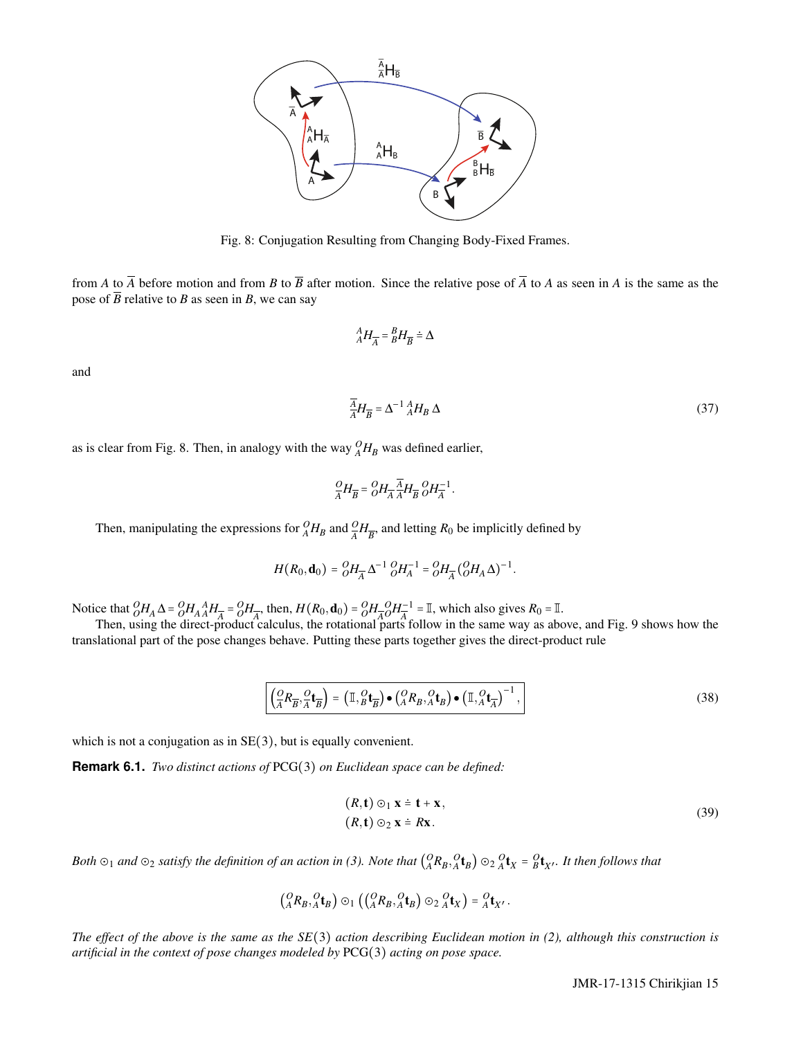Fig. 8: Conjugation Resulting from Changing Body-Fixed Frames.

from $A$ to $\overline{A}$ before motion and from $B$ to $\overline{B}$ after motion. Since the relative pose of $\overline{A}$ to $A$ as seen in $A$ is the same as the pose of $\overline{B}$ relative to $B$ as seen in $B$, we can say

$$ {}^{A}_{A}H_{\overline{A}} = {}^{B}_{B}H_{\overline{B}} \doteq \Delta $$

and

$$ {}^{\overline{A}}_{\overline{A}}H_{\overline{B}} = \Delta^{-1}\,{}^{A}_{A}H_{B}\,\Delta \tag{37} $$

as is clear from Fig. 8. Then, in analogy with the way ${}^{O}_{A}H_{B}$ was defined earlier,

$$ {}^{O}_{\overline{A}}H_{\overline{B}} = {}^{O}_{O}H_{\overline{A}}\,{}^{\overline{A}}_{\overline{A}}H_{\overline{B}}\,{}^{O}_{O}H_{\overline{A}}^{-1}. $$

Then, manipulating the expressions for ${}^{O}_{A}H_{B}$ and ${}^{O}_{\overline{A}}H_{\overline{B}}$, and letting $R_0$ be implicitly defined by

$$ H(R_0, \mathbf{d}_0) = {}^{O}_{O}H_{\overline{A}}\,\Delta^{-1}\,{}^{O}_{O}H_{A}^{-1} = {}^{O}_{O}H_{\overline{A}}\,({}^{O}_{O}H_{A}\,\Delta)^{-1}. $$

Notice that ${}^{O}_{O}H_{A}\,\Delta = {}^{O}_{O}H_{A}\,{}^{A}_{A}H_{\overline{A}} = {}^{O}_{O}H_{\overline{A}}$, then, $H(R_0, \mathbf{d}_0) = {}^{O}_{O}H_{\overline{A}}\,{}^{O}_{O}H_{\overline{A}}^{-1} = \mathbb{I}$, which also gives $R_0 = \mathbb{I}$.

Then, using the direct-product calculus, the rotational parts follow in the same way as above, and Fig. 9 shows how the translational part of the pose changes behave. Putting these parts together gives the direct-product rule

$$ \boxed{\left({}^{O}_{\overline{A}}R_{\overline{B}}, {}^{O}_{\overline{A}}\mathbf{t}_{\overline{B}}\right) = \left(\mathbb{I}, {}^{O}_{B}\mathbf{t}_{\overline{B}}\right) \bullet \left({}^{O}_{A}R_{B}, {}^{O}_{A}\mathbf{t}_{B}\right) \bullet \left(\mathbb{I}, {}^{O}_{A}\mathbf{t}_{\overline{A}}\right)^{-1},} \tag{38} $$

which is not a conjugation as in $\mathrm{SE}(3)$, but is equally convenient.

**Remark 6.1.** *Two distinct actions of* $\mathrm{PCG}(3)$ *on Euclidean space can be defined:*

$$ \begin{aligned} (R, \mathbf{t}) \odot_1 \mathbf{x} &\doteq \mathbf{t} + \mathbf{x}, \\ (R, \mathbf{t}) \odot_2 \mathbf{x} &\doteq R\mathbf{x}. \end{aligned} \tag{39} $$

*Both $\odot_1$ and $\odot_2$ satisfy the definition of an action in (3). Note that $\left({}^{O}_{A}R_{B}, {}^{O}_{A}\mathbf{t}_{B}\right) \odot_2 {}^{O}_{A}\mathbf{t}_{X} = {}^{O}_{B}\mathbf{t}_{X'}$. It then follows that*

$$ \left({}^{O}_{A}R_{B}, {}^{O}_{A}\mathbf{t}_{B}\right) \odot_1 \left(\left({}^{O}_{A}R_{B}, {}^{O}_{A}\mathbf{t}_{B}\right) \odot_2 {}^{O}_{A}\mathbf{t}_{X}\right) = {}^{O}_{A}\mathbf{t}_{X'}. $$

*The effect of the above is the same as the $SE(3)$ action describing Euclidean motion in (2), although this construction is artificial in the context of pose changes modeled by* $\mathrm{PCG}(3)$ *acting on pose space.*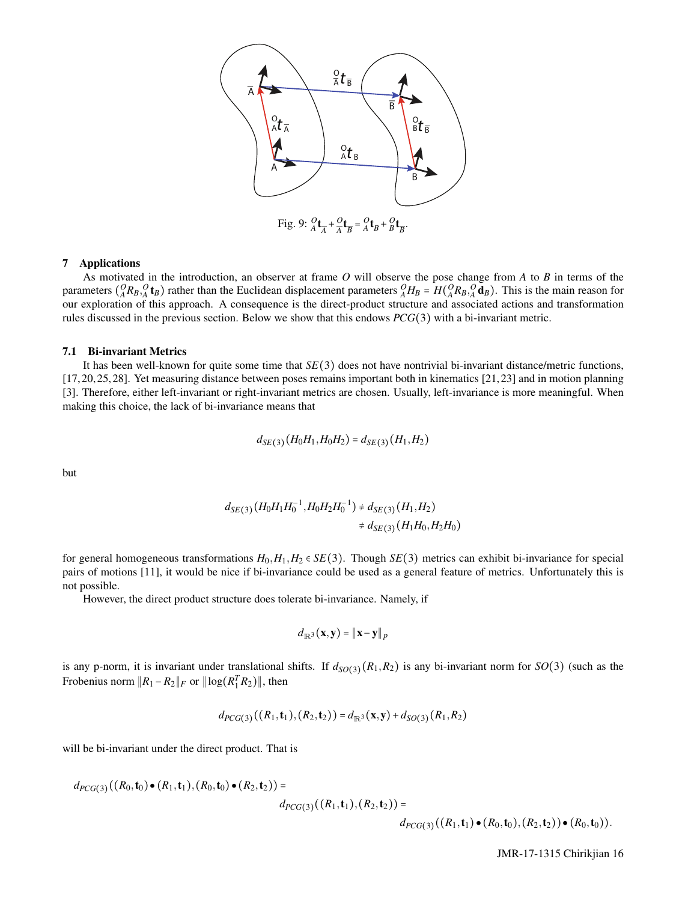Fig. 9: ${}^{O}_{A}\mathbf{t}_{\overline{A}} + {}^{O}_{\overline{A}}\mathbf{t}_{\overline{B}} = {}^{O}_{A}\mathbf{t}_{B} + {}^{O}_{B}\mathbf{t}_{\overline{B}}$.

## 7 Applications

As motivated in the introduction, an observer at frame $O$ will observe the pose change from $A$ to $B$ in terms of the parameters $({}^{O}_{A}R_B, {}^{O}_{A}\mathbf{t}_B)$ rather than the Euclidean displacement parameters ${}^{O}_{A}H_B = H({}^{O}_{A}R_B, {}^{O}_{A}\mathbf{d}_B)$. This is the main reason for our exploration of this approach. A consequence is the direct-product structure and associated actions and transformation rules discussed in the previous section. Below we show that this endows $PCG(3)$ with a bi-invariant metric.

### 7.1 Bi-invariant Metrics

It has been well-known for quite some time that $SE(3)$ does not have nontrivial bi-invariant distance/metric functions, [17, 20, 25, 28]. Yet measuring distance between poses remains important both in kinematics [21, 23] and in motion planning [3]. Therefore, either left-invariant or right-invariant metrics are chosen. Usually, left-invariance is more meaningful. When making this choice, the lack of bi-invariance means that

$$d_{SE(3)}(H_0H_1, H_0H_2) = d_{SE(3)}(H_1, H_2)$$

but

$$\begin{aligned} d_{SE(3)}(H_0H_1H_0^{-1}, H_0H_2H_0^{-1}) &\neq d_{SE(3)}(H_1, H_2) \\ &\neq d_{SE(3)}(H_1H_0, H_2H_0) \end{aligned}$$

for general homogeneous transformations $H_0, H_1, H_2 \in SE(3)$. Though $SE(3)$ metrics can exhibit bi-invariance for special pairs of motions [11], it would be nice if bi-invariance could be used as a general feature of metrics. Unfortunately this is not possible.

However, the direct product structure does tolerate bi-invariance. Namely, if

$$d_{\mathbb{R}^3}(\mathbf{x}, \mathbf{y}) = \|\mathbf{x} - \mathbf{y}\|_p$$

is any p-norm, it is invariant under translational shifts. If $d_{SO(3)}(R_1, R_2)$ is any bi-invariant norm for $SO(3)$ (such as the Frobenius norm $\|R_1 - R_2\|_F$ or $\|\log(R_1^T R_2)\|$, then

$$d_{PCG(3)}((R_1, \mathbf{t}_1), (R_2, \mathbf{t}_2)) = d_{\mathbb{R}^3}(\mathbf{x}, \mathbf{y}) + d_{SO(3)}(R_1, R_2)$$

will be bi-invariant under the direct product. That is

$$\begin{aligned} d_{PCG(3)}((R_0, \mathbf{t}_0) \bullet (R_1, \mathbf{t}_1), (R_0, \mathbf{t}_0) \bullet (R_2, \mathbf{t}_2)) &= \\ d_{PCG(3)}((R_1, \mathbf{t}_1), (R_2, \mathbf{t}_2)) &= \\ d_{PCG(3)}((R_1, \mathbf{t}_1) \bullet (R_0, \mathbf{t}_0), (R_2, \mathbf{t}_2)) \bullet (R_0, \mathbf{t}_0)). \end{aligned}$$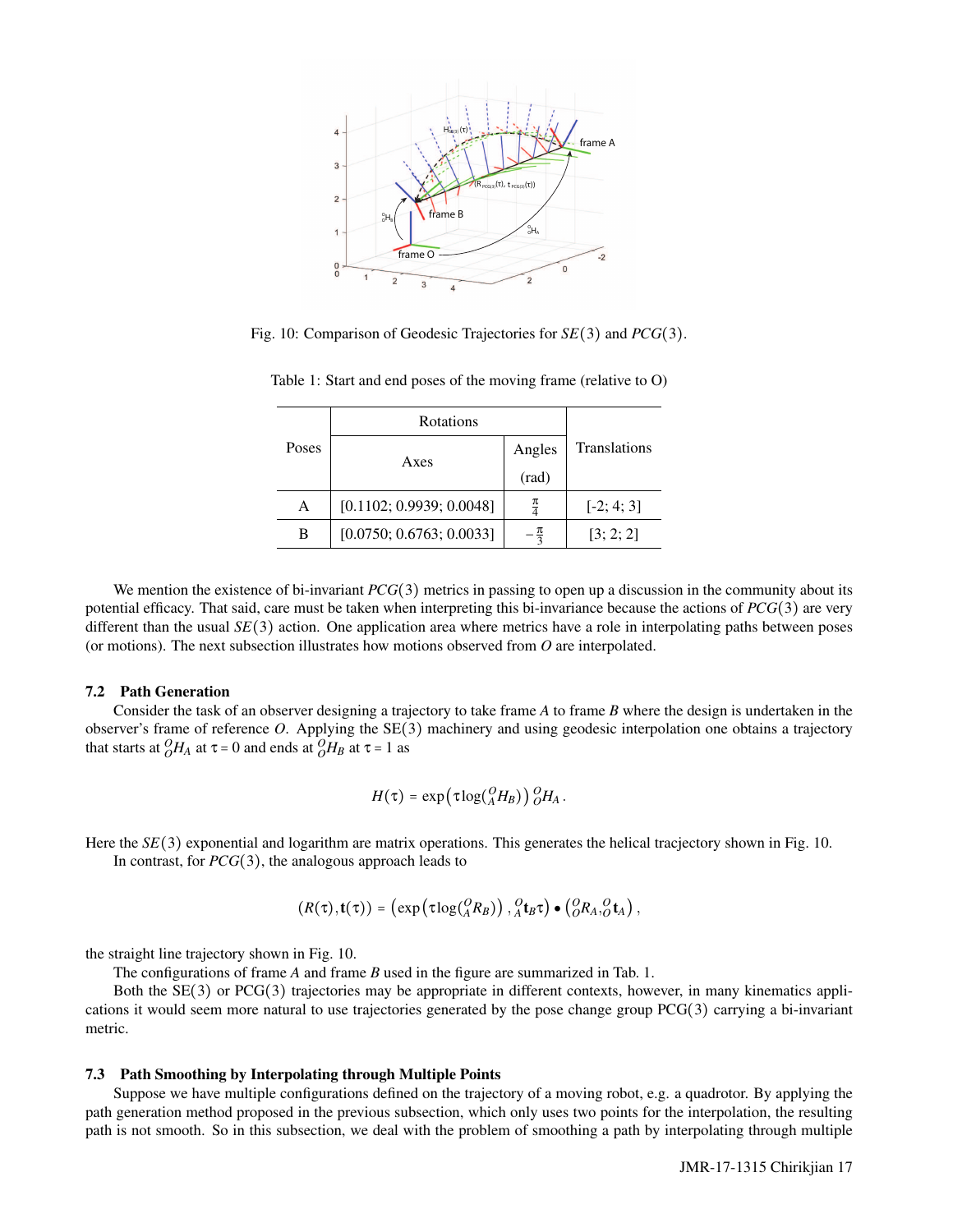Fig. 10: Comparison of Geodesic Trajectories for $SE(3)$ and $PCG(3)$.

Table 1: Start and end poses of the moving frame (relative to O)

| Poses | Rotations | | Translations |
|---|---|---|---|
| | Axes | Angles (rad) | |
| A | [0.1102; 0.9939; 0.0048] | $\frac{\pi}{4}$ | [-2; 4; 3] |
| B | [0.0750; 0.6763; 0.0033] | $-\frac{\pi}{3}$ | [3; 2; 2] |

We mention the existence of bi-invariant $PCG(3)$ metrics in passing to open up a discussion in the community about its potential efficacy. That said, care must be taken when interpreting this bi-invariance because the actions of $PCG(3)$ are very different than the usual $SE(3)$ action. One application area where metrics have a role in interpolating paths between poses (or motions). The next subsection illustrates how motions observed from $O$ are interpolated.

### 7.2 Path Generation

Consider the task of an observer designing a trajectory to take frame $A$ to frame $B$ where the design is undertaken in the observer's frame of reference $O$. Applying the SE(3) machinery and using geodesic interpolation one obtains a trajectory that starts at ${}^{O}_{O}H_A$ at $\tau = 0$ and ends at ${}^{O}_{O}H_B$ at $\tau = 1$ as

$$H(\tau) = \exp\left(\tau \log({}^{O}_{A}H_B)\right) {}^{O}_{O}H_A \,.$$

Here the $SE(3)$ exponential and logarithm are matrix operations. This generates the helical tracjectory shown in Fig. 10.

In contrast, for $PCG(3)$, the analogous approach leads to

$$(R(\tau), \mathbf{t}(\tau)) = \left(\exp\left(\tau \log({}^{O}_{A}R_B)\right), {}^{O}_{A}\mathbf{t}_B \tau\right) \bullet \left({}^{O}_{O}R_A, {}^{O}_{O}\mathbf{t}_A\right),$$

the straight line trajectory shown in Fig. 10.

The configurations of frame $A$ and frame $B$ used in the figure are summarized in Tab. 1.

Both the SE(3) or PCG(3) trajectories may be appropriate in different contexts, however, in many kinematics applications it would seem more natural to use trajectories generated by the pose change group PCG(3) carrying a bi-invariant metric.

### 7.3 Path Smoothing by Interpolating through Multiple Points

Suppose we have multiple configurations defined on the trajectory of a moving robot, e.g. a quadrotor. By applying the path generation method proposed in the previous subsection, which only uses two points for the interpolation, the resulting path is not smooth. So in this subsection, we deal with the problem of smoothing a path by interpolating through multiple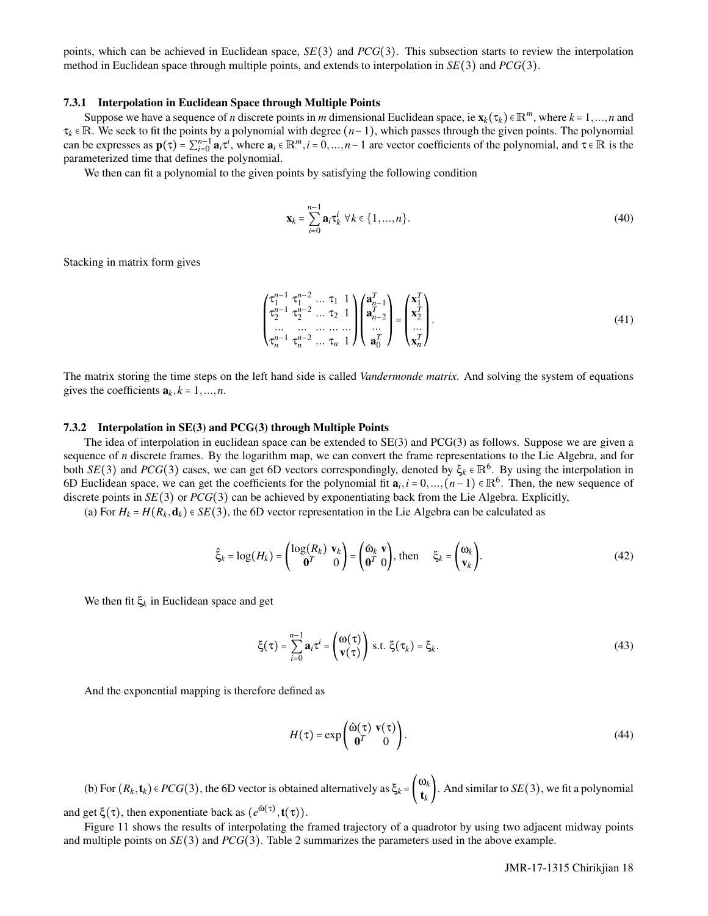points, which can be achieved in Euclidean space, $SE(3)$ and $PCG(3)$. This subsection starts to review the interpolation method in Euclidean space through multiple points, and extends to interpolation in $SE(3)$ and $PCG(3)$.

### 7.3.1 Interpolation in Euclidean Space through Multiple Points

Suppose we have a sequence of $n$ discrete points in $m$ dimensional Euclidean space, ie $\mathbf{x}_k(\tau_k) \in \mathbb{R}^m$, where $k = 1, ..., n$ and $\tau_k \in \mathbb{R}$. We seek to fit the points by a polynomial with degree $(n-1)$, which passes through the given points. The polynomial can be expresses as $\mathbf{p}(\tau) = \sum_{i=0}^{n-1} \mathbf{a}_i \tau^i$, where $\mathbf{a}_i \in \mathbb{R}^m, i = 0, ..., n-1$ are vector coefficients of the polynomial, and $\tau \in \mathbb{R}$ is the parameterized time that defines the polynomial.

We then can fit a polynomial to the given points by satisfying the following condition

$$\mathbf{x}_k = \sum_{i=0}^{n-1} \mathbf{a}_i \tau_k^i \;\; \forall k \in \{1, ..., n\}. \tag{40}$$

Stacking in matrix form gives

$$\begin{pmatrix} \tau_1^{n-1} & \tau_1^{n-2} & \dots & \tau_1 & 1 \\ \tau_2^{n-1} & \tau_2^{n-2} & \dots & \tau_2 & 1 \\ \dots & \dots & \dots & \dots & \dots \\ \tau_n^{n-1} & \tau_n^{n-2} & \dots & \tau_n & 1 \end{pmatrix} \begin{pmatrix} \mathbf{a}_{n-1}^T \\ \mathbf{a}_{n-2}^T \\ \dots \\ \mathbf{a}_0^T \end{pmatrix} = \begin{pmatrix} \mathbf{x}_1^T \\ \mathbf{x}_2^T \\ \dots \\ \mathbf{x}_n^T \end{pmatrix}. \tag{41}$$

The matrix storing the time steps on the left hand side is called *Vandermonde matrix*. And solving the system of equations gives the coefficients $\mathbf{a}_k, k = 1, ..., n$.

### 7.3.2 Interpolation in SE(3) and PCG(3) through Multiple Points

The idea of interpolation in euclidean space can be extended to SE(3) and PCG(3) as follows. Suppose we are given a sequence of $n$ discrete frames. By the logarithm map, we can convert the frame representations to the Lie Algebra, and for both $SE(3)$ and $PCG(3)$ cases, we can get 6D vectors correspondingly, denoted by $\xi_k \in \mathbb{R}^6$. By using the interpolation in 6D Euclidean space, we can get the coefficients for the polynomial fit $\mathbf{a}_i, i = 0, ..., (n-1) \in \mathbb{R}^6$. Then, the new sequence of discrete points in $SE(3)$ or $PCG(3)$ can be achieved by exponentiating back from the Lie Algebra. Explicitly,

(a) For $H_k = H(R_k, \mathbf{d}_k) \in SE(3)$, the 6D vector representation in the Lie Algebra can be calculated as

$$\hat{\xi}_k = \log(H_k) = \begin{pmatrix} \log(R_k) & \mathbf{v}_k \\ \mathbf{0}^T & 0 \end{pmatrix} = \begin{pmatrix} \hat{\omega}_k & \mathbf{v} \\ \mathbf{0}^T & 0 \end{pmatrix}, \text{then} \quad \xi_k = \begin{pmatrix} \omega_k \\ \mathbf{v}_k \end{pmatrix}. \tag{42}$$

We then fit $\xi_k$ in Euclidean space and get

$$\xi(\tau) = \sum_{i=0}^{n-1} \mathbf{a}_i \tau^i = \begin{pmatrix} \omega(\tau) \\ \mathbf{v}(\tau) \end{pmatrix} \text{ s.t. } \xi(\tau_k) = \xi_k. \tag{43}$$

And the exponential mapping is therefore defined as

$$H(\tau) = \exp \begin{pmatrix} \hat{\omega}(\tau) & \mathbf{v}(\tau) \\ \mathbf{0}^T & 0 \end{pmatrix}. \tag{44}$$

(b) For $(R_k, \mathbf{t}_k) \in PCG(3)$, the 6D vector is obtained alternatively as $\xi_k = \begin{pmatrix} \omega_k \\ \mathbf{t}_k \end{pmatrix}$. And similar to $SE(3)$, we fit a polynomial and get $\xi(\tau)$, then exponentiate back as $(e^{\hat{\omega}(\tau)}, \mathbf{t}(\tau))$.

Figure 11 shows the results of interpolating the framed trajectory of a quadrotor by using two adjacent midway points and multiple points on $SE(3)$ and $PCG(3)$. Table 2 summarizes the parameters used in the above example.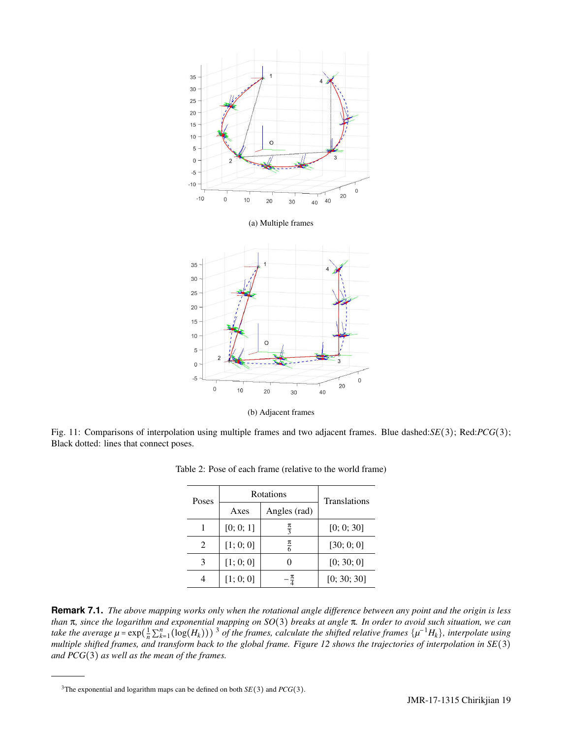(a) Multiple frames

(b) Adjacent frames

Fig. 11: Comparisons of interpolation using multiple frames and two adjacent frames. Blue dashed:$SE(3)$; Red:$PCG(3)$; Black dotted: lines that connect poses.

Table 2: Pose of each frame (relative to the world frame)

| Poses | Rotations | | Translations |
|---|---|---|---|
| | Axes | Angles (rad) | |
| 1 | [0; 0; 1] | $\frac{\pi}{3}$ | [0; 0; 30] |
| 2 | [1; 0; 0] | $\frac{\pi}{6}$ | [30; 0; 0] |
| 3 | [1; 0; 0] | 0 | [0; 30; 0] |
| 4 | [1; 0; 0] | $-\frac{\pi}{4}$ | [0; 30; 30] |

**Remark 7.1.** *The above mapping works only when the rotational angle difference between any point and the origin is less than $\pi$, since the logarithm and exponential mapping on $SO(3)$ breaks at angle $\pi$. In order to avoid such situation, we can take the average $\mu = \exp(\frac{1}{n}\sum_{k=1}^{n}(\log(H_k)))$ [3] of the frames, calculate the shifted relative frames $\{\mu^{-1}H_k\}$, interpolate using multiple shifted frames, and transform back to the global frame. Figure 12 shows the trajectories of interpolation in $SE(3)$ and $PCG(3)$ as well as the mean of the frames.*

[3] The exponential and logarithm maps can be defined on both $SE(3)$ and $PCG(3)$.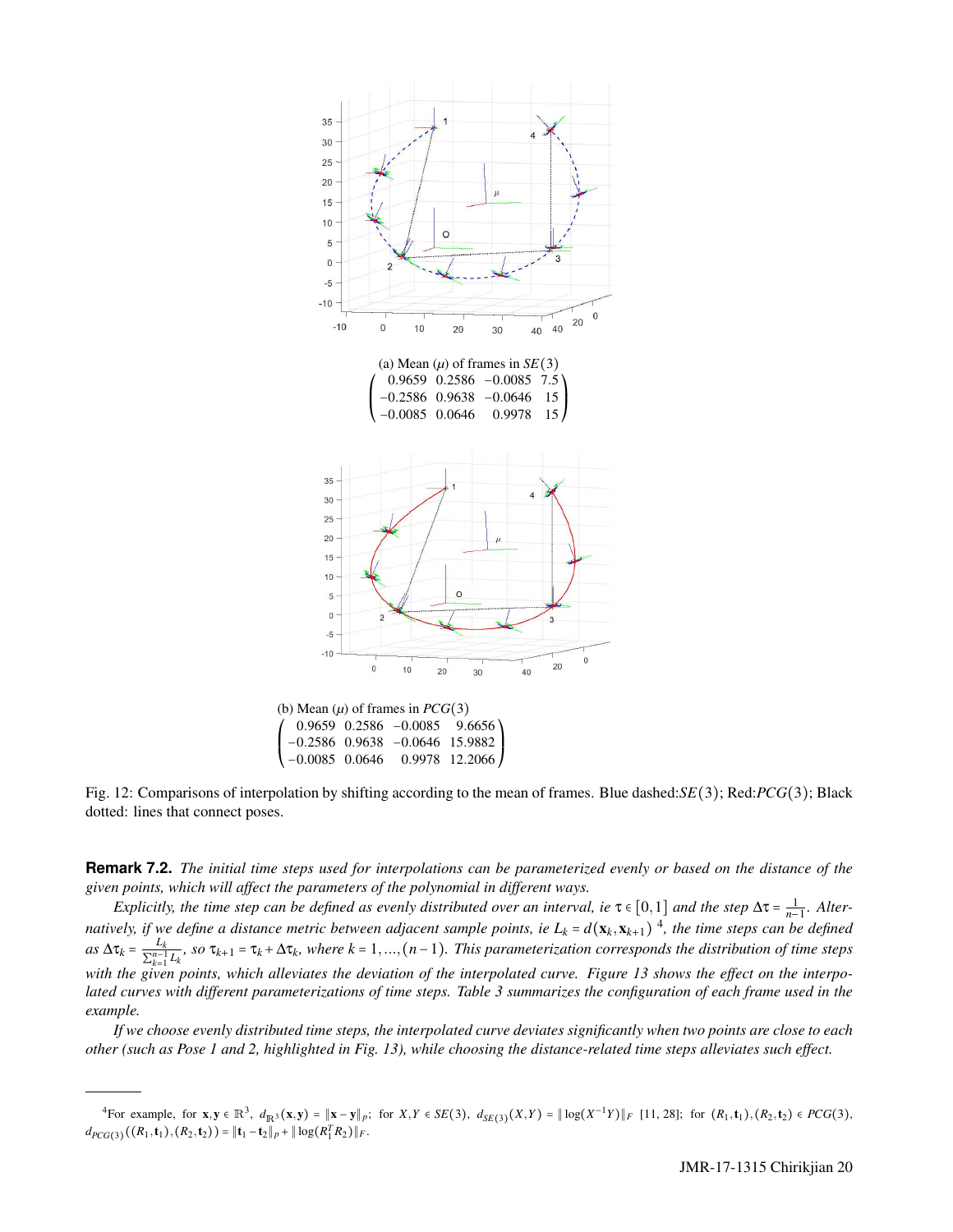(a) Mean ($\mu$) of frames in $SE(3)$

$$\begin{pmatrix} 0.9659 & 0.2586 & -0.0085 & 7.5 \\ -0.2586 & 0.9638 & -0.0646 & 15 \\ -0.0085 & 0.0646 & 0.9978 & 15 \end{pmatrix}$$

(b) Mean ($\mu$) of frames in $PCG(3)$

$$\begin{pmatrix} 0.9659 & 0.2586 & -0.0085 & 9.6656 \\ -0.2586 & 0.9638 & -0.0646 & 15.9882 \\ -0.0085 & 0.0646 & 0.9978 & 12.2066 \end{pmatrix}$$

Fig. 12: Comparisons of interpolation by shifting according to the mean of frames. Blue dashed:$SE(3)$; Red:$PCG(3)$; Black dotted: lines that connect poses.

**Remark 7.2.** *The initial time steps used for interpolations can be parameterized evenly or based on the distance of the given points, which will affect the parameters of the polynomial in different ways.*

*Explicitly, the time step can be defined as evenly distributed over an interval, ie $\tau \in [0,1]$ and the step $\Delta\tau = \frac{1}{n-1}$. Alternatively, if we define a distance metric between adjacent sample points, ie $L_k = d(\mathbf{x}_k, \mathbf{x}_{k+1})$ [4], the time steps can be defined as $\Delta\tau_k = \frac{L_k}{\sum_{k=1}^{n-1} L_k}$, so $\tau_{k+1} = \tau_k + \Delta\tau_k$, where $k = 1,\ldots,(n-1)$. This parameterization corresponds the distribution of time steps with the given points, which alleviates the deviation of the interpolated curve. Figure 13 shows the effect on the interpolated curves with different parameterizations of time steps. Table 3 summarizes the configuration of each frame used in the example.*

*If we choose evenly distributed time steps, the interpolated curve deviates significantly when two points are close to each other (such as Pose 1 and 2, highlighted in Fig. 13), while choosing the distance-related time steps alleviates such effect.*

---

[4] For example, for $\mathbf{x},\mathbf{y} \in \mathbb{R}^3$, $d_{\mathbb{R}^3}(\mathbf{x},\mathbf{y}) = \|\mathbf{x}-\mathbf{y}\|_p$; for $X,Y \in SE(3)$, $d_{SE(3)}(X,Y) = \|\log(X^{-1}Y)\|_F$ [11, 28]; for $(R_1,\mathbf{t}_1),(R_2,\mathbf{t}_2) \in PCG(3)$, $d_{PCG(3)}((R_1,\mathbf{t}_1),(R_2,\mathbf{t}_2)) = \|\mathbf{t}_1 - \mathbf{t}_2\|_p + \|\log(R_1^T R_2)\|_F$.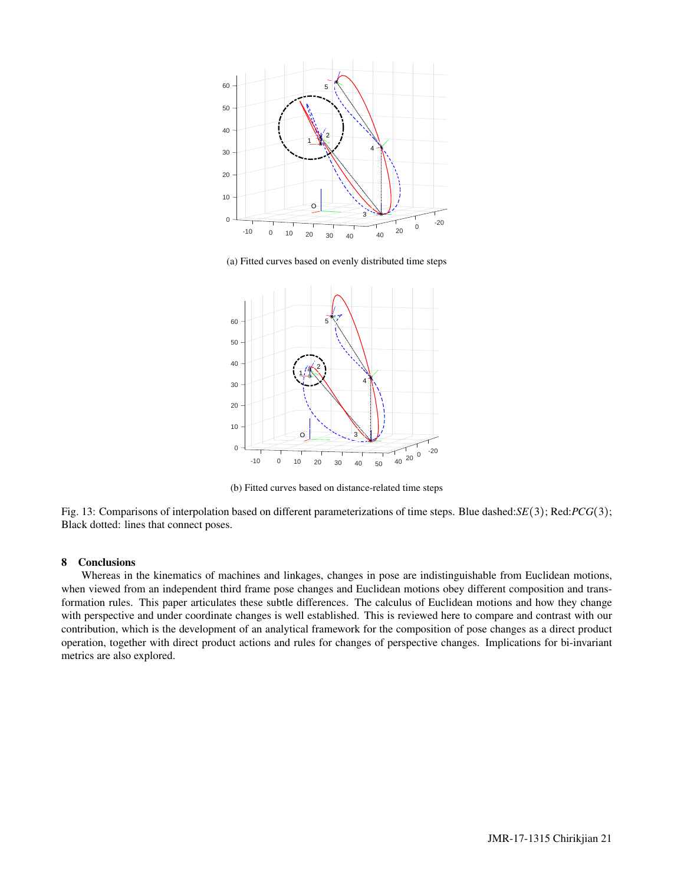(a) Fitted curves based on evenly distributed time steps

(b) Fitted curves based on distance-related time steps

Fig. 13: Comparisons of interpolation based on different parameterizations of time steps. Blue dashed:$SE(3)$; Red:$PCG(3)$; Black dotted: lines that connect poses.

## 8 Conclusions

Whereas in the kinematics of machines and linkages, changes in pose are indistinguishable from Euclidean motions, when viewed from an independent third frame pose changes and Euclidean motions obey different composition and transformation rules. This paper articulates these subtle differences. The calculus of Euclidean motions and how they change with perspective and under coordinate changes is well established. This is reviewed here to compare and contrast with our contribution, which is the development of an analytical framework for the composition of pose changes as a direct product operation, together with direct product actions and rules for changes of perspective changes. Implications for bi-invariant metrics are also explored.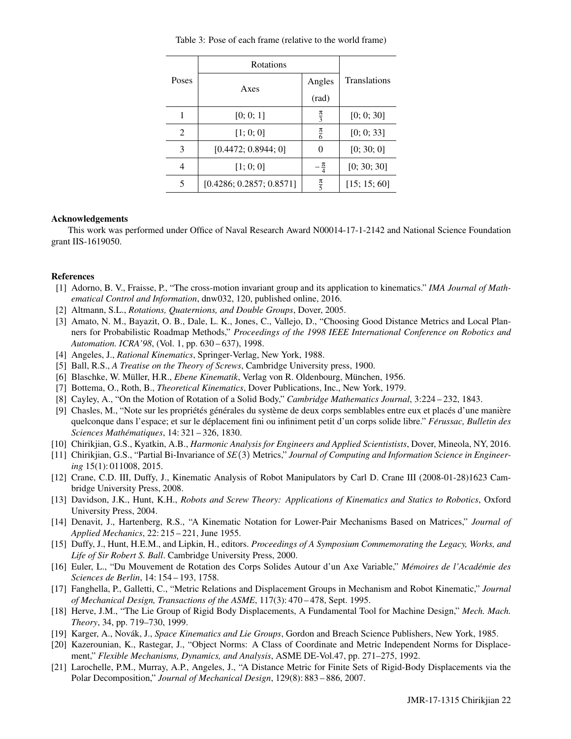Table 3: Pose of each frame (relative to the world frame)

| Poses | Rotations | | Translations |
|---|---|---|---|
| | Axes | Angles (rad) | |
| 1 | [0; 0; 1] | $\frac{\pi}{3}$ | [0; 0; 30] |
| 2 | [1; 0; 0] | $\frac{\pi}{6}$ | [0; 0; 33] |
| 3 | [0.4472; 0.8944; 0] | 0 | [0; 30; 0] |
| 4 | [1; 0; 0] | $-\frac{\pi}{4}$ | [0; 30; 30] |
| 5 | [0.4286; 0.2857; 0.8571] | $\frac{\pi}{5}$ | [15; 15; 60] |

**Acknowledgements**

This work was performed under Office of Naval Research Award N00014-17-1-2142 and National Science Foundation grant IIS-1619050.

**References**

[1] Adorno, B. V., Fraisse, P., "The cross-motion invariant group and its application to kinematics." *IMA Journal of Mathematical Control and Information*, dnw032, 120, published online, 2016.

[2] Altmann, S.L., *Rotations, Quaternions, and Double Groups*, Dover, 2005.

[3] Amato, N. M., Bayazit, O. B., Dale, L. K., Jones, C., Vallejo, D., "Choosing Good Distance Metrics and Local Planners for Probabilistic Roadmap Methods," *Proceedings of the 1998 IEEE International Conference on Robotics and Automation. ICRA'98*, (Vol. 1, pp. 630 – 637), 1998.

[4] Angeles, J., *Rational Kinematics*, Springer-Verlag, New York, 1988.

[5] Ball, R.S., *A Treatise on the Theory of Screws*, Cambridge University press, 1900.

[6] Blaschke, W. Müller, H.R., *Ebene Kinematik*, Verlag von R. Oldenbourg, München, 1956.

[7] Bottema, O., Roth, B., *Theoretical Kinematics*, Dover Publications, Inc., New York, 1979.

[8] Cayley, A., "On the Motion of Rotation of a Solid Body," *Cambridge Mathematics Journal*, 3:224 – 232, 1843.

[9] Chasles, M., "Note sur les propriétés générales du système de deux corps semblables entre eux et placés d'une manière quelconque dans l'espace; et sur le déplacement fini ou infiniment petit d'un corps solide libre." *Férussac, Bulletin des Sciences Mathématiques*, 14: 321 – 326, 1830.

[10] Chirikjian, G.S., Kyatkin, A.B., *Harmonic Analysis for Engineers and Applied Scientistists*, Dover, Mineola, NY, 2016.

[11] Chirikjian, G.S., "Partial Bi-Invariance of $SE(3)$ Metrics," *Journal of Computing and Information Science in Engineering* 15(1): 011008, 2015.

[12] Crane, C.D. III, Duffy, J., Kinematic Analysis of Robot Manipulators by Carl D. Crane III (2008-01-28)1623 Cambridge University Press, 2008.

[13] Davidson, J.K., Hunt, K.H., *Robots and Screw Theory: Applications of Kinematics and Statics to Robotics*, Oxford University Press, 2004.

[14] Denavit, J., Hartenberg, R.S., "A Kinematic Notation for Lower-Pair Mechanisms Based on Matrices," *Journal of Applied Mechanics*, 22: 215 – 221, June 1955.

[15] Duffy, J., Hunt, H.E.M., and Lipkin, H., editors. *Proceedings of A Symposium Commemorating the Legacy, Works, and Life of Sir Robert S. Ball*. Cambridge University Press, 2000.

[16] Euler, L., "Du Mouvement de Rotation des Corps Solides Autour d'un Axe Variable," *Mémoires de l'Académie des Sciences de Berlin*, 14: 154 – 193, 1758.

[17] Fanghella, P., Galletti, C., "Metric Relations and Displacement Groups in Mechanism and Robot Kinematic," *Journal of Mechanical Design, Transactions of the ASME*, 117(3): 470 – 478, Sept. 1995.

[18] Herve, J.M., "The Lie Group of Rigid Body Displacements, A Fundamental Tool for Machine Design," *Mech. Mach. Theory*, 34, pp. 719–730, 1999.

[19] Karger, A., Novák, J., *Space Kinematics and Lie Groups*, Gordon and Breach Science Publishers, New York, 1985.

[20] Kazerounian, K., Rastegar, J., "Object Norms: A Class of Coordinate and Metric Independent Norms for Displacement," *Flexible Mechanisms, Dynamics, and Analysis*, ASME DE-Vol.47, pp. 271–275, 1992.

[21] Larochelle, P.M., Murray, A.P., Angeles, J., "A Distance Metric for Finite Sets of Rigid-Body Displacements via the Polar Decomposition," *Journal of Mechanical Design*, 129(8): 883 – 886, 2007.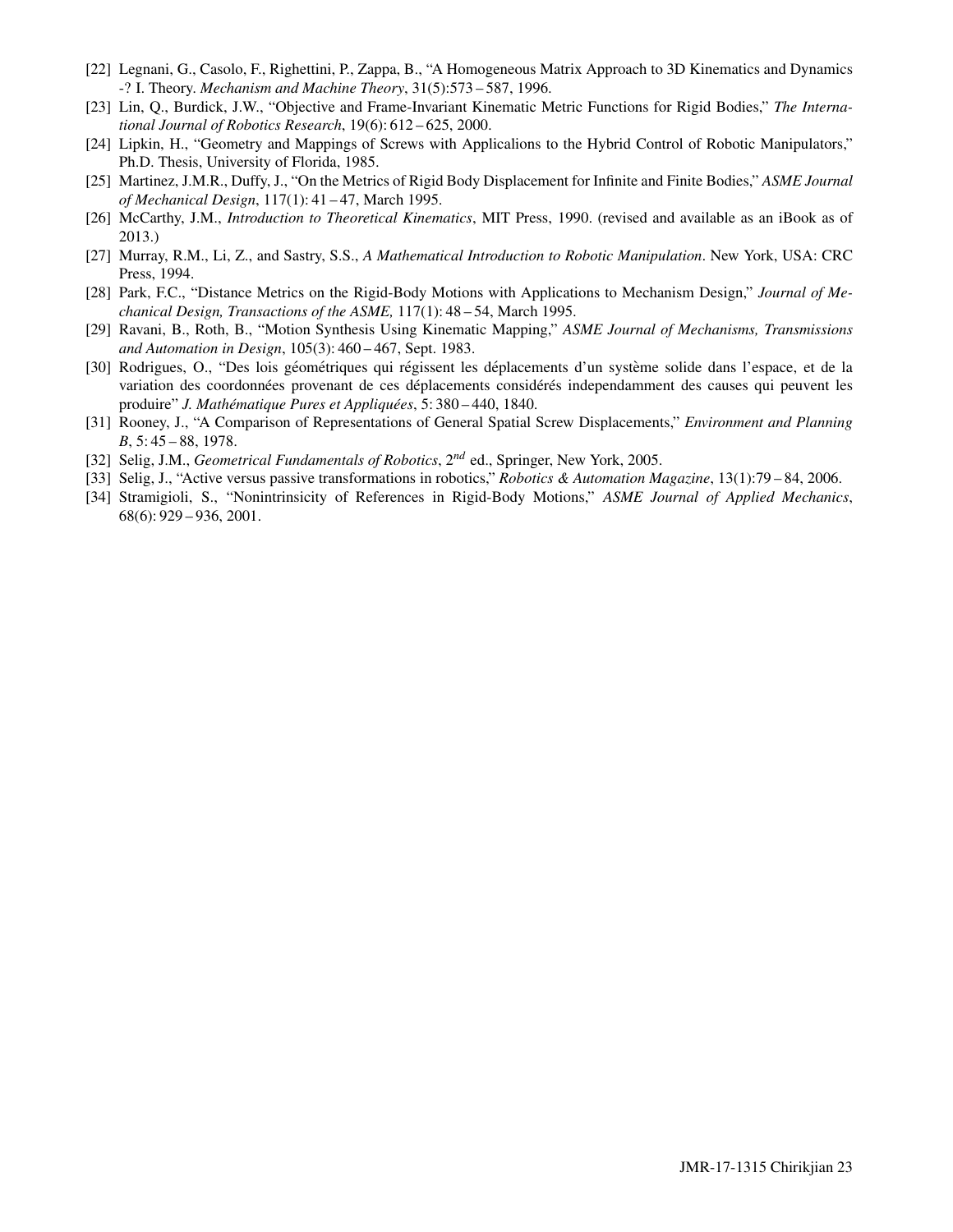[22] Legnani, G., Casolo, F., Righettini, P., Zappa, B., "A Homogeneous Matrix Approach to 3D Kinematics and Dynamics -? I. Theory. *Mechanism and Machine Theory*, 31(5):573 – 587, 1996.

[23] Lin, Q., Burdick, J.W., "Objective and Frame-Invariant Kinematic Metric Functions for Rigid Bodies," *The International Journal of Robotics Research*, 19(6): 612 – 625, 2000.

[24] Lipkin, H., "Geometry and Mappings of Screws with Applicalions to the Hybrid Control of Robotic Manipulators," Ph.D. Thesis, University of Florida, 1985.

[25] Martinez, J.M.R., Duffy, J., "On the Metrics of Rigid Body Displacement for Infinite and Finite Bodies," *ASME Journal of Mechanical Design*, 117(1): 41 – 47, March 1995.

[26] McCarthy, J.M., *Introduction to Theoretical Kinematics*, MIT Press, 1990. (revised and available as an iBook as of 2013.)

[27] Murray, R.M., Li, Z., and Sastry, S.S., *A Mathematical Introduction to Robotic Manipulation*. New York, USA: CRC Press, 1994.

[28] Park, F.C., "Distance Metrics on the Rigid-Body Motions with Applications to Mechanism Design," *Journal of Mechanical Design, Transactions of the ASME,* 117(1): 48 – 54, March 1995.

[29] Ravani, B., Roth, B., "Motion Synthesis Using Kinematic Mapping," *ASME Journal of Mechanisms, Transmissions and Automation in Design*, 105(3): 460 – 467, Sept. 1983.

[30] Rodrigues, O., "Des lois géométriques qui régissent les déplacements d'un système solide dans l'espace, et de la variation des coordonnées provenant de ces déplacements considérés independamment des causes qui peuvent les produire" *J. Mathématique Pures et Appliquées*, 5: 380 – 440, 1840.

[31] Rooney, J., "A Comparison of Representations of General Spatial Screw Displacements," *Environment and Planning B*, 5: 45 – 88, 1978.

[32] Selig, J.M., *Geometrical Fundamentals of Robotics*, $2^{nd}$ ed., Springer, New York, 2005.

[33] Selig, J., "Active versus passive transformations in robotics," *Robotics & Automation Magazine*, 13(1):79 – 84, 2006.

[34] Stramigioli, S., "Nonintrinsicity of References in Rigid-Body Motions," *ASME Journal of Applied Mechanics*, 68(6): 929 – 936, 2001.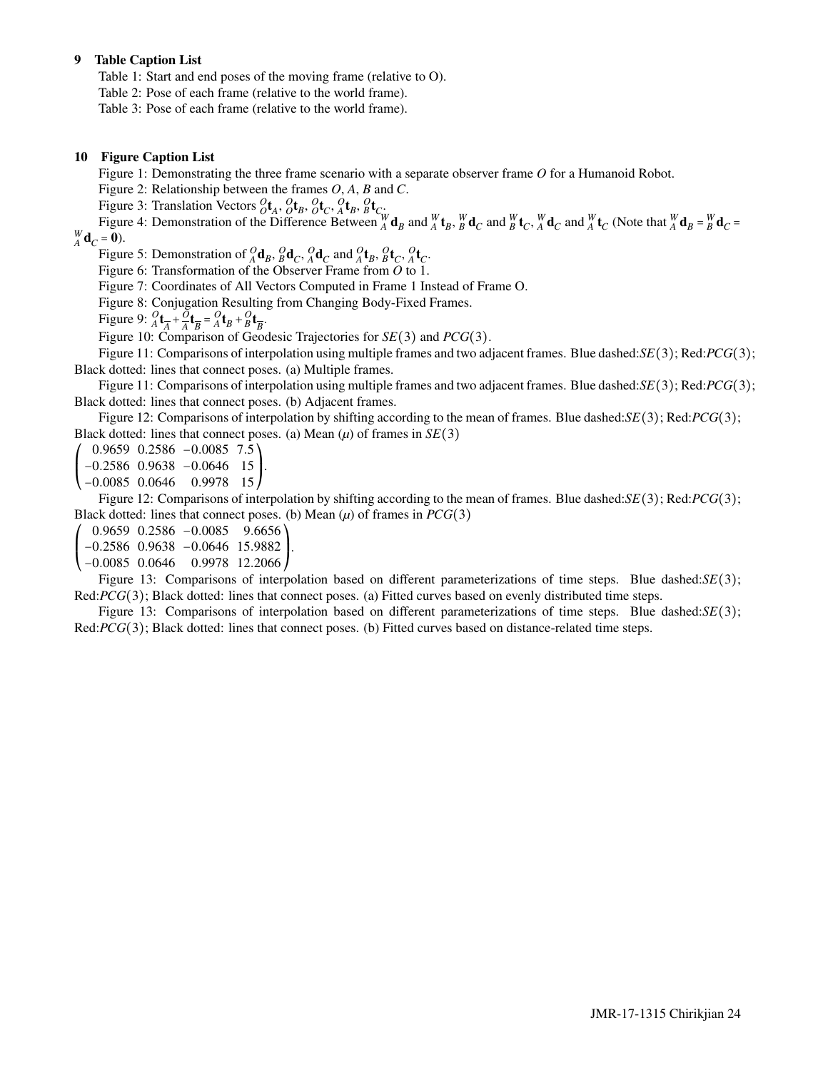## 9 Table Caption List

Table 1: Start and end poses of the moving frame (relative to O).

Table 2: Pose of each frame (relative to the world frame).

Table 3: Pose of each frame (relative to the world frame).

## 10 Figure Caption List

Figure 1: Demonstrating the three frame scenario with a separate observer frame $O$ for a Humanoid Robot.

Figure 2: Relationship between the frames $O$, $A$, $B$ and $C$.

Figure 3: Translation Vectors ${}^{O}_{O}\mathbf{t}_{A}$, ${}^{O}_{O}\mathbf{t}_{B}$, ${}^{O}_{O}\mathbf{t}_{C}$, ${}^{O}_{A}\mathbf{t}_{B}$, ${}^{O}_{B}\mathbf{t}_{C}$.

Figure 4: Demonstration of the Difference Between ${}^{W}_{A}\mathbf{d}_{B}$ and ${}^{W}_{A}\mathbf{t}_{B}$, ${}^{W}_{B}\mathbf{d}_{C}$ and ${}^{W}_{B}\mathbf{t}_{C}$, ${}^{W}_{A}\mathbf{d}_{C}$ and ${}^{W}_{A}\mathbf{t}_{C}$ (Note that ${}^{W}_{A}\mathbf{d}_{B} = {}^{W}_{B}\mathbf{d}_{C} = {}^{W}_{A}\mathbf{d}_{C} = \mathbf{0}$).

Figure 5: Demonstration of ${}^{O}_{A}\mathbf{d}_{B}$, ${}^{O}_{B}\mathbf{d}_{C}$, ${}^{O}_{A}\mathbf{d}_{C}$ and ${}^{O}_{A}\mathbf{t}_{B}$, ${}^{O}_{B}\mathbf{t}_{C}$, ${}^{O}_{A}\mathbf{t}_{C}$.

Figure 6: Transformation of the Observer Frame from $O$ to 1.

Figure 7: Coordinates of All Vectors Computed in Frame 1 Instead of Frame O.

Figure 8: Conjugation Resulting from Changing Body-Fixed Frames.

Figure 9: ${}^{O}_{A}\mathbf{t}_{\overline{A}} + {}^{O}_{\overline{A}}\mathbf{t}_{\overline{B}} = {}^{O}_{A}\mathbf{t}_{B} + {}^{O}_{B}\mathbf{t}_{\overline{B}}$.

Figure 10: Comparison of Geodesic Trajectories for $SE(3)$ and $PCG(3)$.

Figure 11: Comparisons of interpolation using multiple frames and two adjacent frames. Blue dashed:$SE(3)$; Red:$PCG(3)$; Black dotted: lines that connect poses. (a) Multiple frames.

Figure 11: Comparisons of interpolation using multiple frames and two adjacent frames. Blue dashed:$SE(3)$; Red:$PCG(3)$; Black dotted: lines that connect poses. (b) Adjacent frames.

Figure 12: Comparisons of interpolation by shifting according to the mean of frames. Blue dashed:$SE(3)$; Red:$PCG(3)$; Black dotted: lines that connect poses. (a) Mean ($\mu$) of frames in $SE(3)$
$\begin{pmatrix} 0.9659 & 0.2586 & -0.0085 & 7.5 \\ -0.2586 & 0.9638 & -0.0646 & 15 \\ -0.0085 & 0.0646 & 0.9978 & 15 \end{pmatrix}$.

Figure 12: Comparisons of interpolation by shifting according to the mean of frames. Blue dashed:$SE(3)$; Red:$PCG(3)$; Black dotted: lines that connect poses. (b) Mean ($\mu$) of frames in $PCG(3)$
$\begin{pmatrix} 0.9659 & 0.2586 & -0.0085 & 9.6656 \\ -0.2586 & 0.9638 & -0.0646 & 15.9882 \\ -0.0085 & 0.0646 & 0.9978 & 12.2066 \end{pmatrix}$.

Figure 13: Comparisons of interpolation based on different parameterizations of time steps. Blue dashed:$SE(3)$; Red:$PCG(3)$; Black dotted: lines that connect poses. (a) Fitted curves based on evenly distributed time steps.

Figure 13: Comparisons of interpolation based on different parameterizations of time steps. Blue dashed:$SE(3)$; Red:$PCG(3)$; Black dotted: lines that connect poses. (b) Fitted curves based on distance-related time steps.